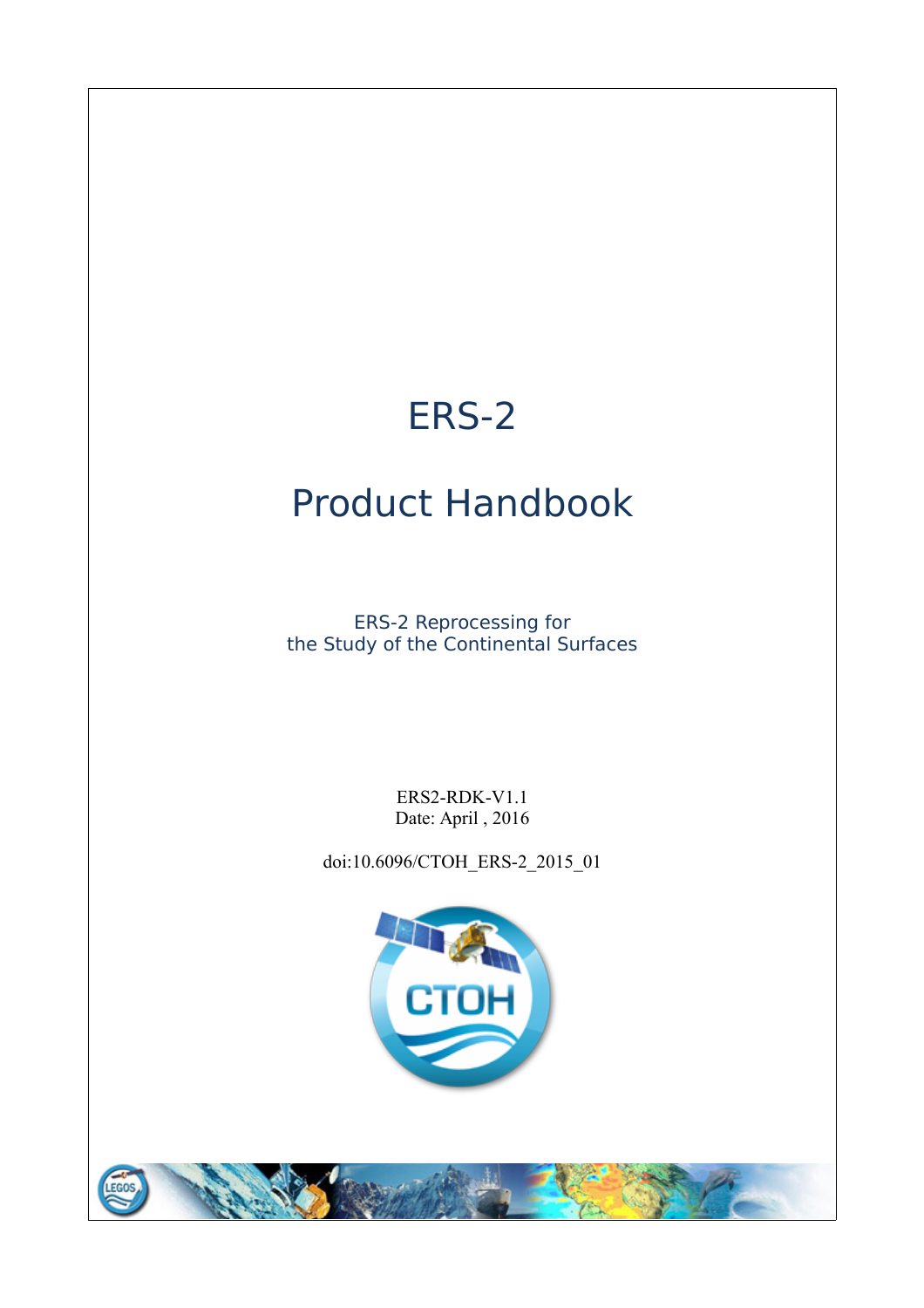# ERS-2

# Product Handbook

ERS-2 Reprocessing for
the Study of the Continental Surfaces

ERS2-RDK-V1.1
Date: April , 2016

doi:10.6096/CTOH_ERS-2_2015_01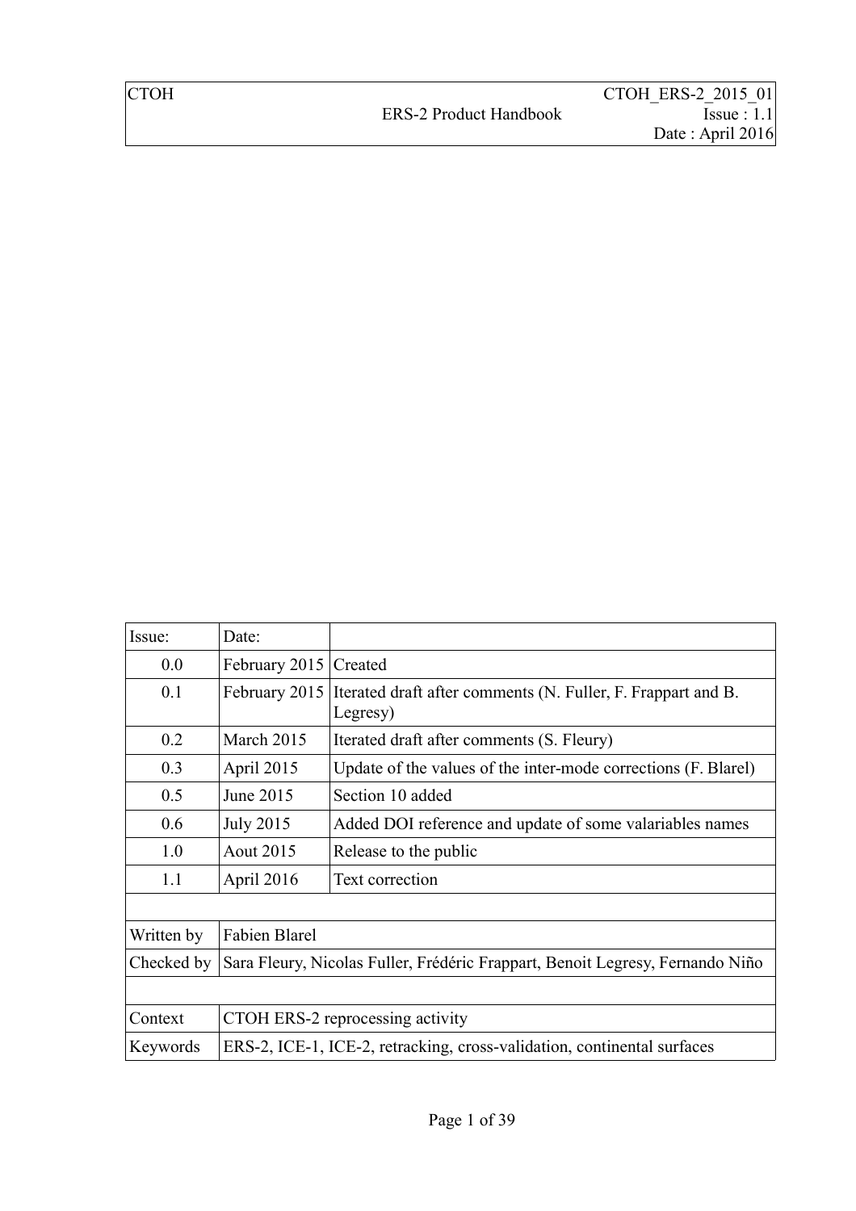| Issue: | Date: | |
|---|---|---|
| 0.0 | February 2015 | Created |
| 0.1 | February 2015 | Iterated draft after comments (N. Fuller, F. Frappart and B. Legresy) |
| 0.2 | March 2015 | Iterated draft after comments (S. Fleury) |
| 0.3 | April 2015 | Update of the values of the inter-mode corrections (F. Blarel) |
| 0.5 | June 2015 | Section 10 added |
| 0.6 | July 2015 | Added DOI reference and update of some valariables names |
| 1.0 | Aout 2015 | Release to the public |
| 1.1 | April 2016 | Text correction |
| | | |
| Written by | Fabien Blarel | |
| Checked by | Sara Fleury, Nicolas Fuller, Frédéric Frappart, Benoit Legresy, Fernando Niño | |
| | | |
| Context | CTOH ERS-2 reprocessing activity | |
| Keywords | ERS-2, ICE-1, ICE-2, retracking, cross-validation, continental surfaces | |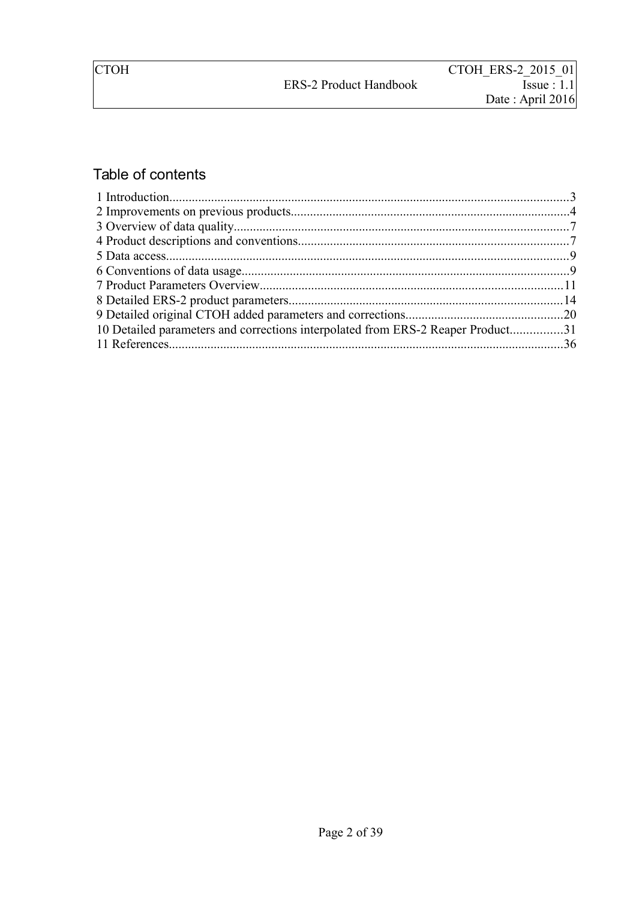## Table of contents

1 Introduction............................................................................................................................3
2 Improvements on previous products......................................................................................4
3 Overview of data quality........................................................................................................7
4 Product descriptions and conventions....................................................................................7
5 Data access.............................................................................................................................9
6 Conventions of data usage......................................................................................................9
7 Product Parameters Overview..............................................................................................11
8 Detailed ERS-2 product parameters.....................................................................................14
9 Detailed original CTOH added parameters and corrections..................................................20
10 Detailed parameters and corrections interpolated from ERS-2 Reaper Product................31
11 References..........................................................................................................................36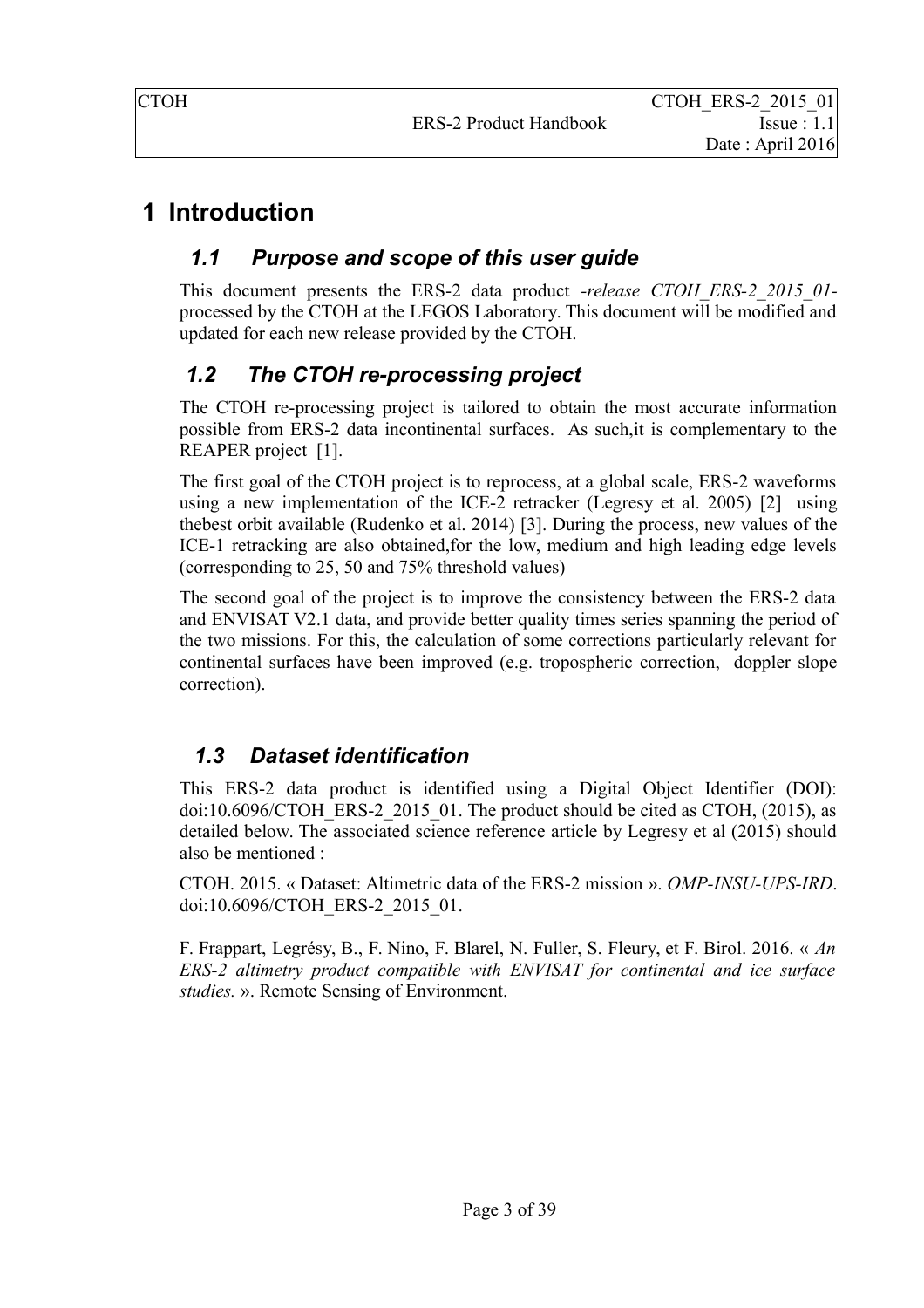# 1 Introduction

## 1.1 Purpose and scope of this user guide

This document presents the ERS-2 data product *-release CTOH_ERS-2_2015_01-* processed by the CTOH at the LEGOS Laboratory. This document will be modified and updated for each new release provided by the CTOH.

## 1.2 The CTOH re-processing project

The CTOH re-processing project is tailored to obtain the most accurate information possible from ERS-2 data incontinental surfaces. As such,it is complementary to the REAPER project [1].

The first goal of the CTOH project is to reprocess, at a global scale, ERS-2 waveforms using a new implementation of the ICE-2 retracker (Legresy et al. 2005) [2] using thebest orbit available (Rudenko et al. 2014) [3]. During the process, new values of the ICE-1 retracking are also obtained,for the low, medium and high leading edge levels (corresponding to 25, 50 and 75% threshold values)

The second goal of the project is to improve the consistency between the ERS-2 data and ENVISAT V2.1 data, and provide better quality times series spanning the period of the two missions. For this, the calculation of some corrections particularly relevant for continental surfaces have been improved (e.g. tropospheric correction, doppler slope correction).

## 1.3 Dataset identification

This ERS-2 data product is identified using a Digital Object Identifier (DOI): doi:10.6096/CTOH_ERS-2_2015_01. The product should be cited as CTOH, (2015), as detailed below. The associated science reference article by Legresy et al (2015) should also be mentioned :

CTOH. 2015. « Dataset: Altimetric data of the ERS-2 mission ». *OMP-INSU-UPS-IRD*. doi:10.6096/CTOH_ERS-2_2015_01.

F. Frappart, Legrésy, B., F. Nino, F. Blarel, N. Fuller, S. Fleury, et F. Birol. 2016. « *An ERS-2 altimetry product compatible with ENVISAT for continental and ice surface studies.* ». Remote Sensing of Environment.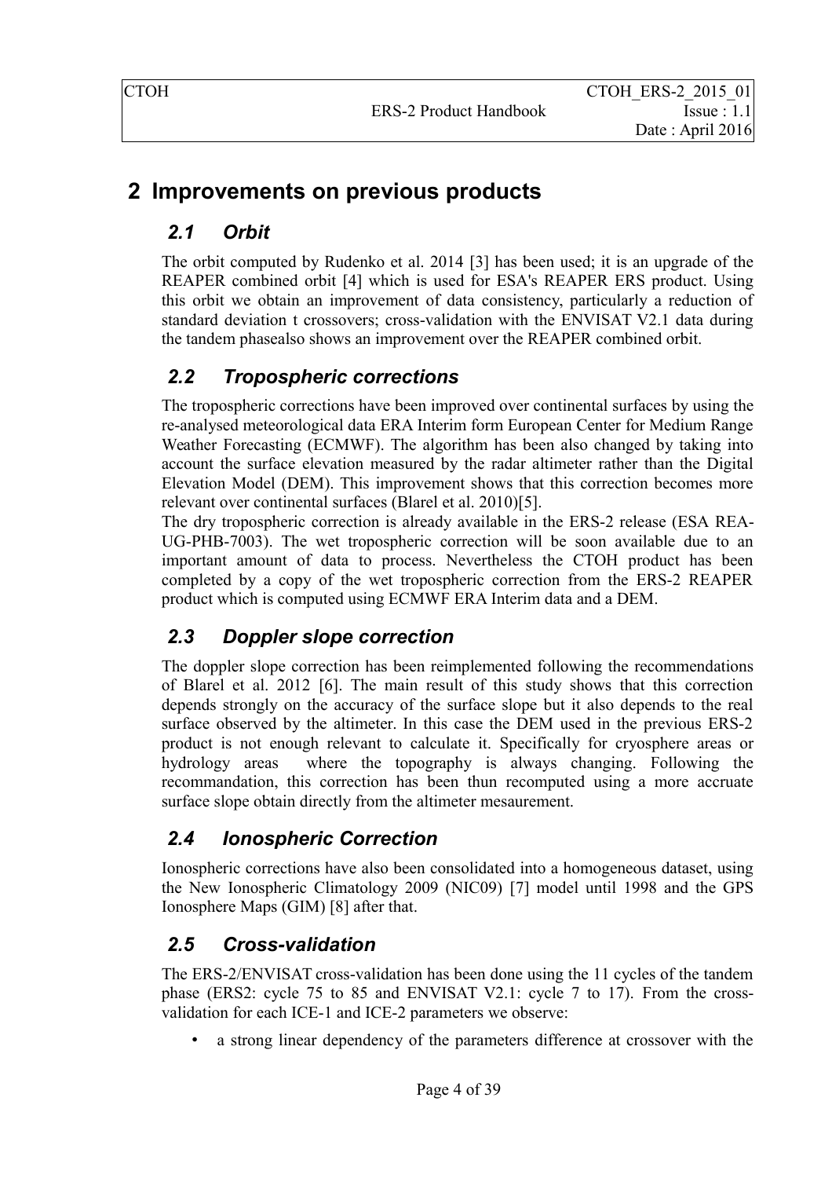# 2 Improvements on previous products

## *2.1 Orbit*

The orbit computed by Rudenko et al. 2014 [3] has been used; it is an upgrade of the REAPER combined orbit [4] which is used for ESA's REAPER ERS product. Using this orbit we obtain an improvement of data consistency, particularly a reduction of standard deviation t crossovers; cross-validation with the ENVISAT V2.1 data during the tandem phasealso shows an improvement over the REAPER combined orbit.

## *2.2 Tropospheric corrections*

The tropospheric corrections have been improved over continental surfaces by using the re-analysed meteorological data ERA Interim form European Center for Medium Range Weather Forecasting (ECMWF). The algorithm has been also changed by taking into account the surface elevation measured by the radar altimeter rather than the Digital Elevation Model (DEM). This improvement shows that this correction becomes more relevant over continental surfaces (Blarel et al. 2010)[5].

The dry tropospheric correction is already available in the ERS-2 release (ESA REA-UG-PHB-7003). The wet tropospheric correction will be soon available due to an important amount of data to process. Nevertheless the CTOH product has been completed by a copy of the wet tropospheric correction from the ERS-2 REAPER product which is computed using ECMWF ERA Interim data and a DEM.

## *2.3 Doppler slope correction*

The doppler slope correction has been reimplemented following the recommendations of Blarel et al. 2012 [6]. The main result of this study shows that this correction depends strongly on the accuracy of the surface slope but it also depends to the real surface observed by the altimeter. In this case the DEM used in the previous ERS-2 product is not enough relevant to calculate it. Specifically for cryosphere areas or hydrology areas where the topography is always changing. Following the recommandation, this correction has been thun recomputed using a more accruate surface slope obtain directly from the altimeter mesaurement.

## *2.4 Ionospheric Correction*

Ionospheric corrections have also been consolidated into a homogeneous dataset, using the New Ionospheric Climatology 2009 (NIC09) [7] model until 1998 and the GPS Ionosphere Maps (GIM) [8] after that.

## *2.5 Cross-validation*

The ERS-2/ENVISAT cross-validation has been done using the 11 cycles of the tandem phase (ERS2: cycle 75 to 85 and ENVISAT V2.1: cycle 7 to 17). From the cross-validation for each ICE-1 and ICE-2 parameters we observe:

- a strong linear dependency of the parameters difference at crossover with the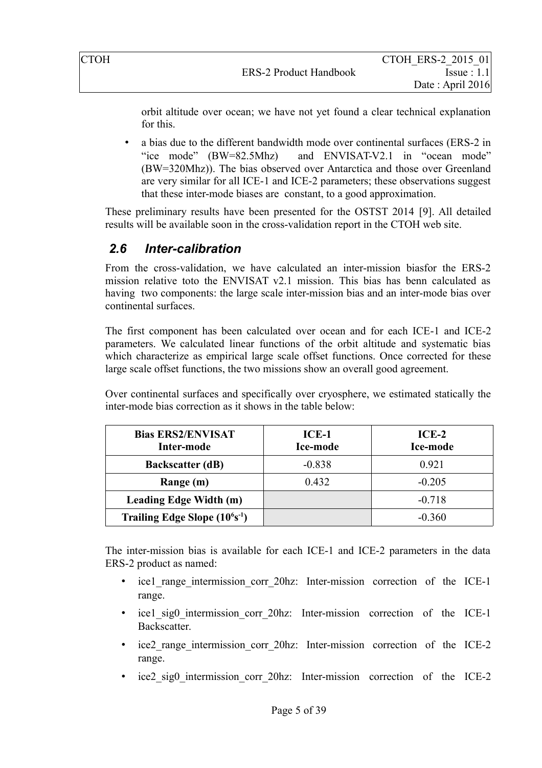orbit altitude over ocean; we have not yet found a clear technical explanation for this.

- a bias due to the different bandwidth mode over continental surfaces (ERS-2 in "ice mode" (BW=82.5Mhz) and ENVISAT-V2.1 in "ocean mode" (BW=320Mhz)). The bias observed over Antarctica and those over Greenland are very similar for all ICE-1 and ICE-2 parameters; these observations suggest that these inter-mode biases are constant, to a good approximation.

These preliminary results have been presented for the OSTST 2014 [9]. All detailed results will be available soon in the cross-validation report in the CTOH web site.

## *2.6 Inter-calibration*

From the cross-validation, we have calculated an inter-mission biasfor the ERS-2 mission relative toto the ENVISAT v2.1 mission. This bias has benn calculated as having two components: the large scale inter-mission bias and an inter-mode bias over continental surfaces.

The first component has been calculated over ocean and for each ICE-1 and ICE-2 parameters. We calculated linear functions of the orbit altitude and systematic bias which characterize as empirical large scale offset functions. Once corrected for these large scale offset functions, the two missions show an overall good agreement.

Over continental surfaces and specifically over cryosphere, we estimated statically the inter-mode bias correction as it shows in the table below:

| Bias ERS2/ENVISAT Inter-mode | ICE-1 Ice-mode | ICE-2 Ice-mode |
|---|---|---|
| **Backscatter (dB)** | -0.838 | 0.921 |
| **Range (m)** | 0.432 | -0.205 |
| **Leading Edge Width (m)** | | -0.718 |
| **Trailing Edge Slope ($10^6 s^{-1}$)** | | -0.360 |

The inter-mission bias is available for each ICE-1 and ICE-2 parameters in the data ERS-2 product as named:

- ice1_range_intermission_corr_20hz: Inter-mission correction of the ICE-1 range.
- ice1_sig0_intermission_corr_20hz: Inter-mission correction of the ICE-1 Backscatter.
- ice2_range_intermission_corr_20hz: Inter-mission correction of the ICE-2 range.
- ice2_sig0_intermission_corr_20hz: Inter-mission correction of the ICE-2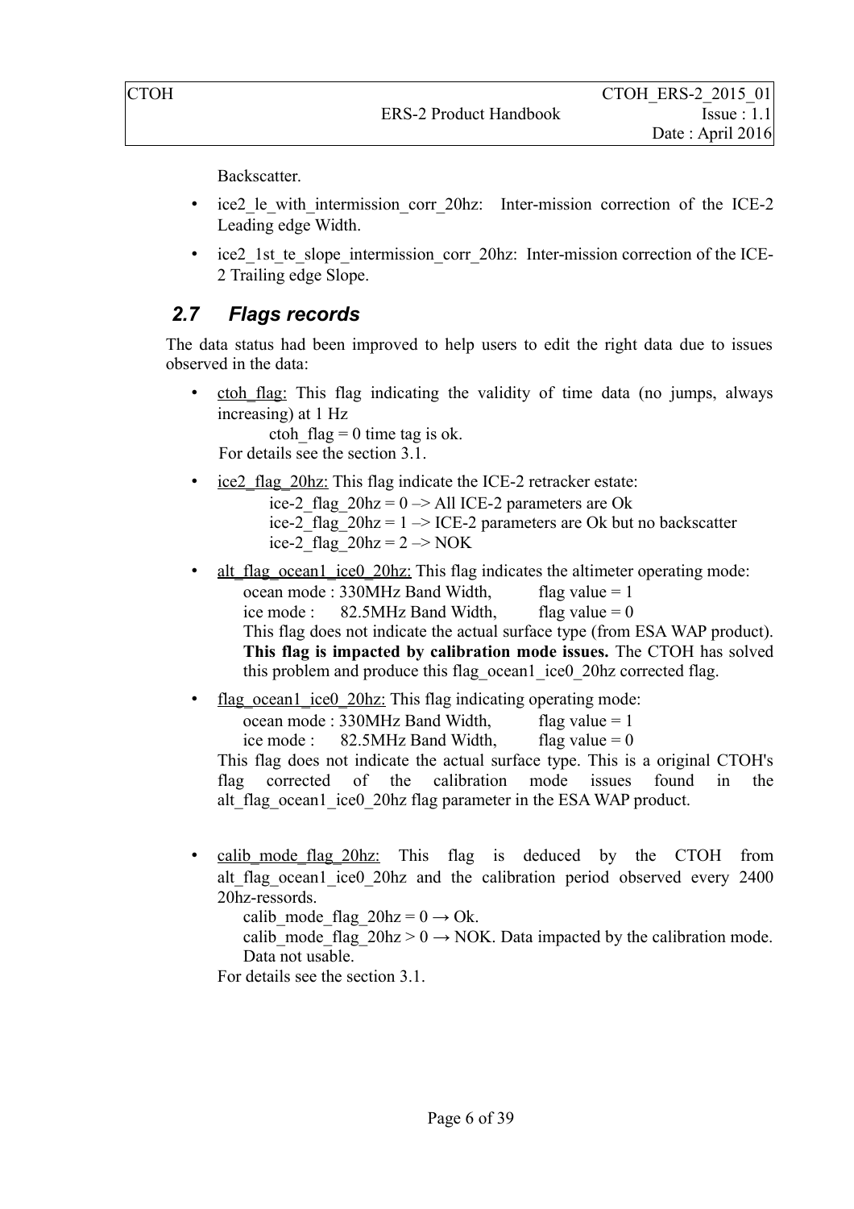Backscatter.

- ice2_le_with_intermission_corr_20hz: Inter-mission correction of the ICE-2 Leading edge Width.
- ice2_1st_te_slope_intermission_corr_20hz: Inter-mission correction of the ICE-2 Trailing edge Slope.

## 2.7 Flags records

The data status had been improved to help users to edit the right data due to issues observed in the data:

- ctoh_flag: This flag indicating the validity of time data (no jumps, always increasing) at 1 Hz
  
  ctoh_flag = 0 time tag is ok.
  
  For details see the section 3.1.

- ice2_flag_20hz: This flag indicate the ICE-2 retracker estate:
  
  ice-2_flag_20hz = 0 –> All ICE-2 parameters are Ok
  
  ice-2_flag_20hz = 1 –> ICE-2 parameters are Ok but no backscatter
  
  ice-2_flag_20hz = 2 –> NOK

- alt_flag_ocean1_ice0_20hz: This flag indicates the altimeter operating mode:
  
  ocean mode : 330MHz Band Width, flag value = 1
  
  ice mode : 82.5MHz Band Width, flag value = 0
  
  This flag does not indicate the actual surface type (from ESA WAP product). **This flag is impacted by calibration mode issues.** The CTOH has solved this problem and produce this flag_ocean1_ice0_20hz corrected flag.

- flag_ocean1_ice0_20hz: This flag indicating operating mode:
  
  ocean mode : 330MHz Band Width, flag value = 1
  
  ice mode : 82.5MHz Band Width, flag value = 0
  
  This flag does not indicate the actual surface type. This is a original CTOH's flag corrected of the calibration mode issues found in the alt_flag_ocean1_ice0_20hz flag parameter in the ESA WAP product.

- calib_mode_flag_20hz: This flag is deduced by the CTOH from alt_flag_ocean1_ice0_20hz and the calibration period observed every 2400 20hz-ressords.
  
  calib_mode_flag_20hz = 0 → Ok.
  
  calib_mode_flag_20hz > 0 → NOK. Data impacted by the calibration mode. Data not usable.
  
  For details see the section 3.1.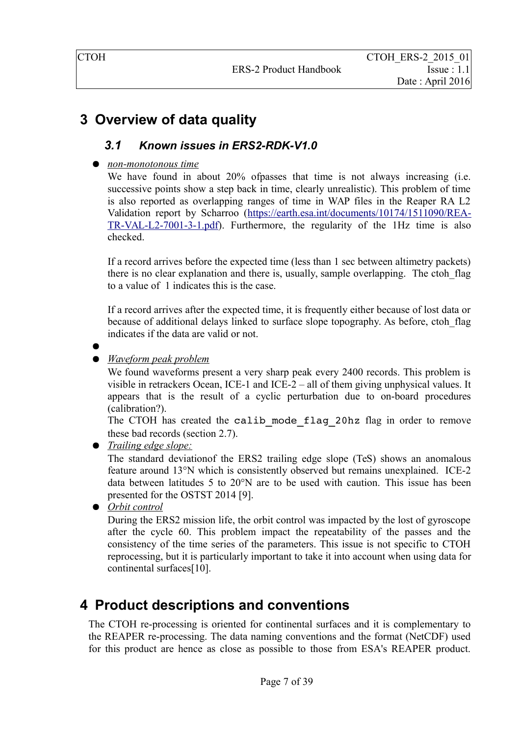# 3 Overview of data quality

## 3.1 Known issues in ERS2-RDK-V1.0

- *non-monotonous time*

  We have found in about 20% ofpasses that time is not always increasing (i.e. successive points show a step back in time, clearly unrealistic). This problem of time is also reported as overlapping ranges of time in WAP files in the Reaper RA L2 Validation report by Scharroo (https://earth.esa.int/documents/10174/1511090/REA-TR-VAL-L2-7001-3-1.pdf). Furthermore, the regularity of the 1Hz time is also checked.

  If a record arrives before the expected time (less than 1 sec between altimetry packets) there is no clear explanation and there is, usually, sample overlapping. The ctoh_flag to a value of 1 indicates this is the case.

  If a record arrives after the expected time, it is frequently either because of lost data or because of additional delays linked to surface slope topography. As before, ctoh_flag indicates if the data are valid or not.

- 
- *Waveform peak problem*

  We found waveforms present a very sharp peak every 2400 records. This problem is visible in retrackers Ocean, ICE-1 and ICE-2 – all of them giving unphysical values. It appears that is the result of a cyclic perturbation due to on-board procedures (calibration?).

  The CTOH has created the `calib_mode_flag_20hz` flag in order to remove these bad records (section 2.7).
- *Trailing edge slope:*

  The standard deviationof the ERS2 trailing edge slope (TeS) shows an anomalous feature around 13°N which is consistently observed but remains unexplained. ICE-2 data between latitudes 5 to 20°N are to be used with caution. This issue has been presented for the OSTST 2014 [9].
- *Orbit control*

  During the ERS2 mission life, the orbit control was impacted by the lost of gyroscope after the cycle 60. This problem impact the repeatability of the passes and the consistency of the time series of the parameters. This issue is not specific to CTOH reprocessing, but it is particularly important to take it into account when using data for continental surfaces[10].

# 4 Product descriptions and conventions

The CTOH re-processing is oriented for continental surfaces and it is complementary to the REAPER re-processing. The data naming conventions and the format (NetCDF) used for this product are hence as close as possible to those from ESA's REAPER product.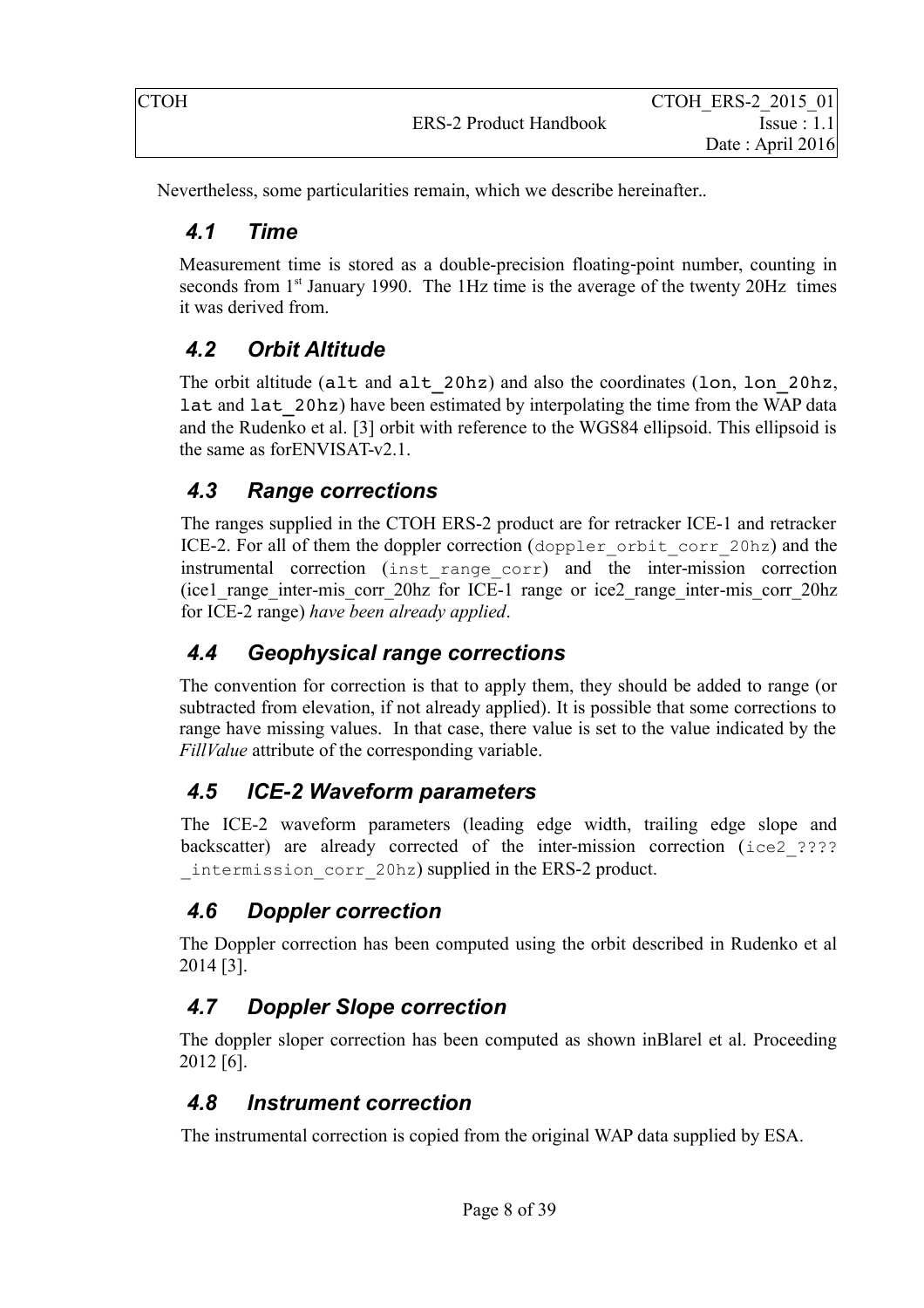Nevertheless, some particularities remain, which we describe hereinafter..

## 4.1 Time

Measurement time is stored as a double-precision floating-point number, counting in seconds from 1st January 1990. The 1Hz time is the average of the twenty 20Hz times it was derived from.

## 4.2 Orbit Altitude

The orbit altitude (`alt` and `alt_20hz`) and also the coordinates (`lon`, `lon_20hz`, `lat` and `lat_20hz`) have been estimated by interpolating the time from the WAP data and the Rudenko et al. [3] orbit with reference to the WGS84 ellipsoid. This ellipsoid is the same as forENVISAT-v2.1.

## 4.3 Range corrections

The ranges supplied in the CTOH ERS-2 product are for retracker ICE-1 and retracker ICE-2. For all of them the doppler correction (`doppler_orbit_corr_20hz`) and the instrumental correction (`inst_range_corr`) and the inter-mission correction (ice1_range_inter-mis_corr_20hz for ICE-1 range or ice2_range_inter-mis_corr_20hz for ICE-2 range) *have been already applied*.

## 4.4 Geophysical range corrections

The convention for correction is that to apply them, they should be added to range (or subtracted from elevation, if not already applied). It is possible that some corrections to range have missing values. In that case, there value is set to the value indicated by the *FillValue* attribute of the corresponding variable.

## 4.5 ICE-2 Waveform parameters

The ICE-2 waveform parameters (leading edge width, trailing edge slope and backscatter) are already corrected of the inter-mission correction (`ice2_???? _intermission_corr_20hz`) supplied in the ERS-2 product.

## 4.6 Doppler correction

The Doppler correction has been computed using the orbit described in Rudenko et al 2014 [3].

## 4.7 Doppler Slope correction

The doppler sloper correction has been computed as shown inBlarel et al. Proceeding 2012 [6].

## 4.8 Instrument correction

The instrumental correction is copied from the original WAP data supplied by ESA.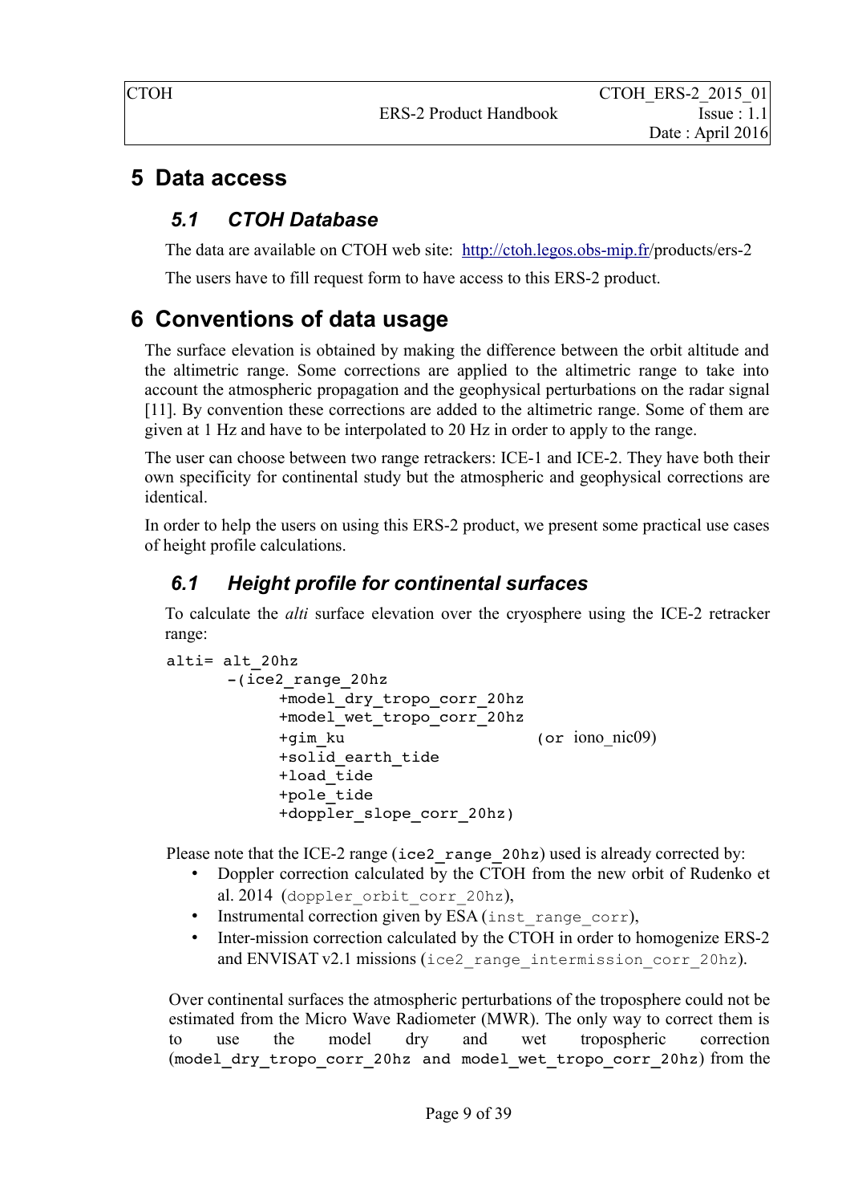# 5 Data access

## 5.1 CTOH Database

The data are available on CTOH web site: http://ctoh.legos.obs-mip.fr/products/ers-2

The users have to fill request form to have access to this ERS-2 product.

# 6 Conventions of data usage

The surface elevation is obtained by making the difference between the orbit altitude and the altimetric range. Some corrections are applied to the altimetric range to take into account the atmospheric propagation and the geophysical perturbations on the radar signal [11]. By convention these corrections are added to the altimetric range. Some of them are given at 1 Hz and have to be interpolated to 20 Hz in order to apply to the range.

The user can choose between two range retrackers: ICE-1 and ICE-2. They have both their own specificity for continental study but the atmospheric and geophysical corrections are identical.

In order to help the users on using this ERS-2 product, we present some practical use cases of height profile calculations.

## 6.1 Height profile for continental surfaces

To calculate the *alti* surface elevation over the cryosphere using the ICE-2 retracker range:

```
alti= alt_20hz
      -(ice2_range_20hz
            +model_dry_tropo_corr_20hz
            +model_wet_tropo_corr_20hz
            +gim_ku                    (or iono_nic09)
            +solid_earth_tide
            +load_tide
            +pole_tide
            +doppler_slope_corr_20hz)
```

Please note that the ICE-2 range (`ice2_range_20hz`) used is already corrected by:

- Doppler correction calculated by the CTOH from the new orbit of Rudenko et al. 2014 (`doppler_orbit_corr_20hz`),
- Instrumental correction given by ESA (`inst_range_corr`),
- Inter-mission correction calculated by the CTOH in order to homogenize ERS-2 and ENVISAT v2.1 missions (`ice2_range_intermission_corr_20hz`).

Over continental surfaces the atmospheric perturbations of the troposphere could not be estimated from the Micro Wave Radiometer (MWR). The only way to correct them is to use the model dry and wet tropospheric correction (`model_dry_tropo_corr_20hz and model_wet_tropo_corr_20hz`) from the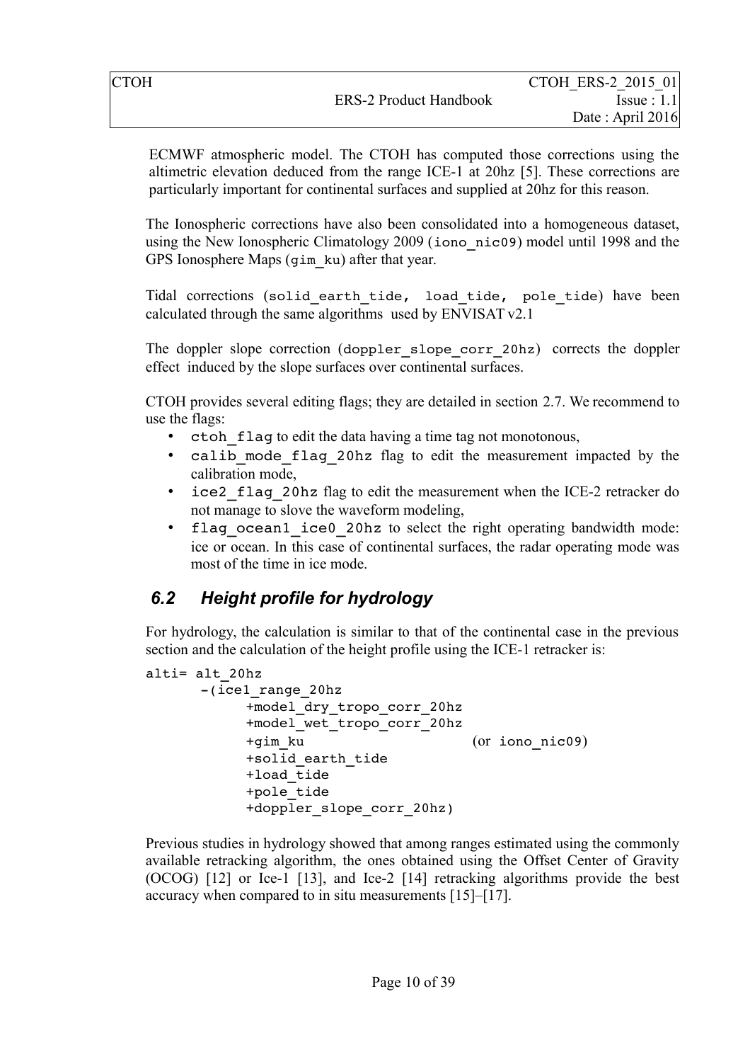ECMWF atmospheric model. The CTOH has computed those corrections using the altimetric elevation deduced from the range ICE-1 at 20hz [5]. These corrections are particularly important for continental surfaces and supplied at 20hz for this reason.

The Ionospheric corrections have also been consolidated into a homogeneous dataset, using the New Ionospheric Climatology 2009 (iono_nic09) model until 1998 and the GPS Ionosphere Maps (gim_ku) after that year.

Tidal corrections (solid_earth_tide, load_tide, pole_tide) have been calculated through the same algorithms used by ENVISAT v2.1

The doppler slope correction (doppler_slope_corr_20hz) corrects the doppler effect induced by the slope surfaces over continental surfaces.

CTOH provides several editing flags; they are detailed in section 2.7. We recommend to use the flags:

- ctoh_flag to edit the data having a time tag not monotonous,
- calib_mode_flag_20hz flag to edit the measurement impacted by the calibration mode,
- ice2_flag_20hz flag to edit the measurement when the ICE-2 retracker do not manage to slove the waveform modeling,
- flag_ocean1_ice0_20hz to select the right operating bandwidth mode: ice or ocean. In this case of continental surfaces, the radar operating mode was most of the time in ice mode.

## 6.2 Height profile for hydrology

For hydrology, the calculation is similar to that of the continental case in the previous section and the calculation of the height profile using the ICE-1 retracker is:

```
alti= alt_20hz
      -(ice1_range_20hz
           +model_dry_tropo_corr_20hz
           +model_wet_tropo_corr_20hz
           +gim_ku                    (or iono_nic09)
           +solid_earth_tide
           +load_tide
           +pole_tide
           +doppler_slope_corr_20hz)
```

Previous studies in hydrology showed that among ranges estimated using the commonly available retracking algorithm, the ones obtained using the Offset Center of Gravity (OCOG) [12] or Ice-1 [13], and Ice-2 [14] retracking algorithms provide the best accuracy when compared to in situ measurements [15]–[17].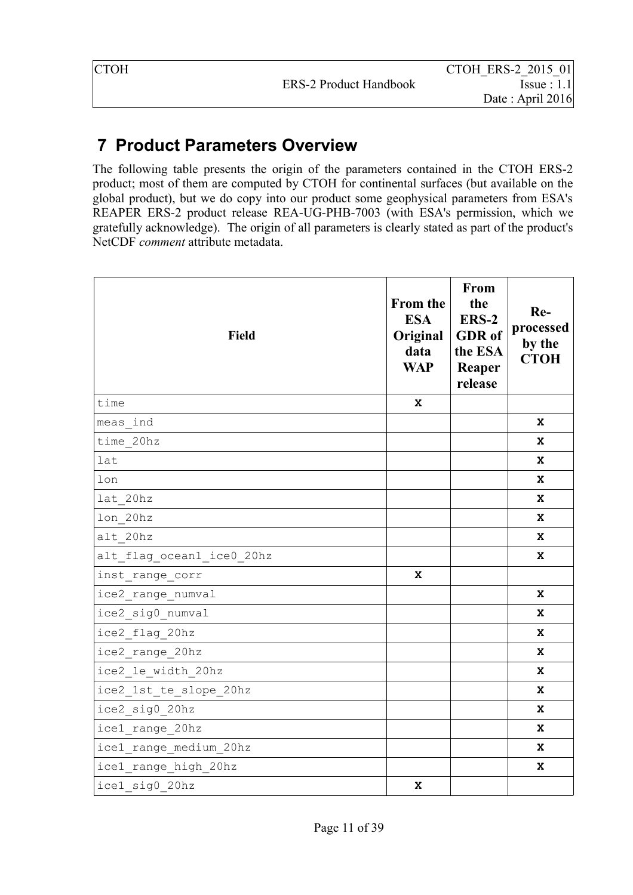# 7 Product Parameters Overview

The following table presents the origin of the parameters contained in the CTOH ERS-2 product; most of them are computed by CTOH for continental surfaces (but available on the global product), but we do copy into our product some geophysical parameters from ESA's REAPER ERS-2 product release REA-UG-PHB-7003 (with ESA's permission, which we gratefully acknowledge). The origin of all parameters is clearly stated as part of the product's NetCDF *comment* attribute metadata.

| Field | From the ESA Original data WAP | From the ERS-2 GDR of the ESA Reaper release | Re-processed by the CTOH |
|---|---|---|---|
| time | X | | |
| meas_ind | | | X |
| time_20hz | | | X |
| lat | | | X |
| lon | | | X |
| lat_20hz | | | X |
| lon_20hz | | | X |
| alt_20hz | | | X |
| alt_flag_ocean1_ice0_20hz | | | X |
| inst_range_corr | X | | |
| ice2_range_numval | | | X |
| ice2_sig0_numval | | | X |
| ice2_flag_20hz | | | X |
| ice2_range_20hz | | | X |
| ice2_le_width_20hz | | | X |
| ice2_1st_te_slope_20hz | | | X |
| ice2_sig0_20hz | | | X |
| ice1_range_20hz | | | X |
| ice1_range_medium_20hz | | | X |
| ice1_range_high_20hz | | | X |
| ice1_sig0_20hz | X | | |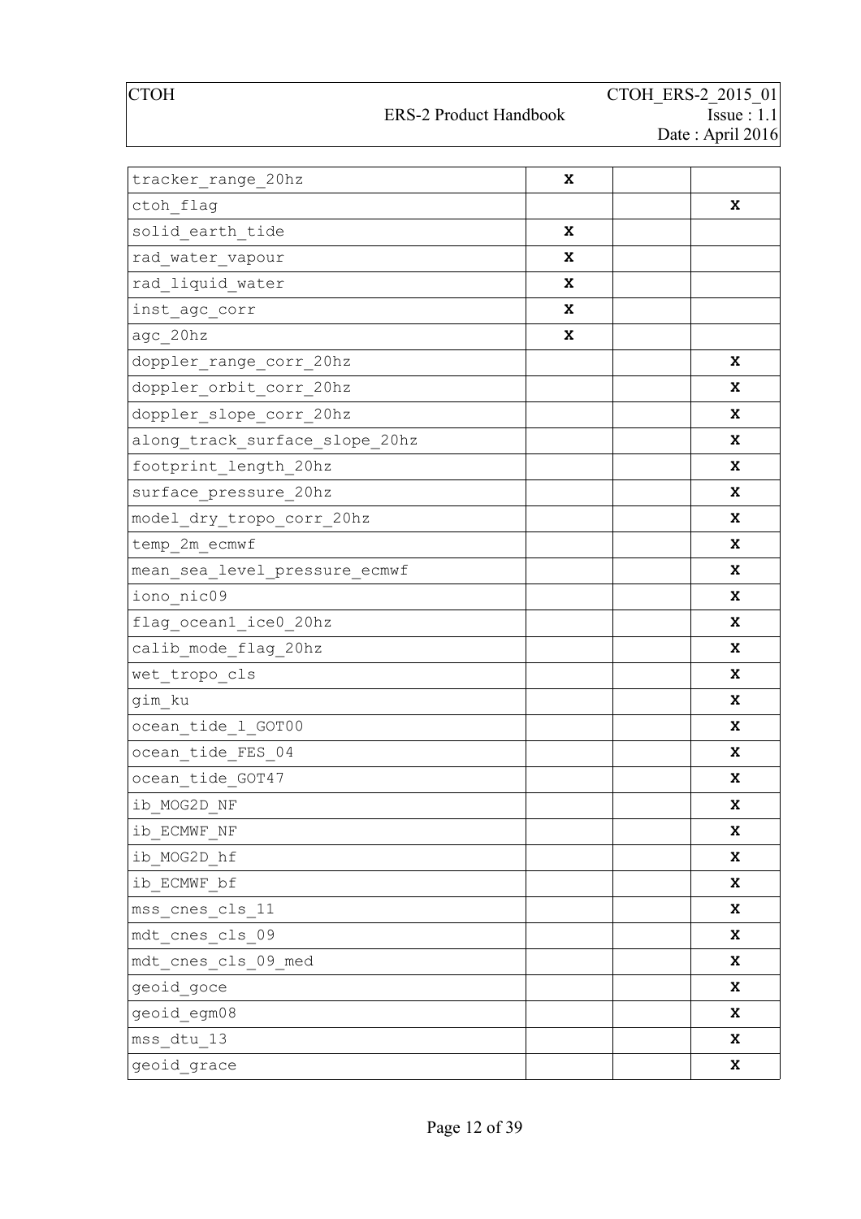| | | | |
|---|---|---|---|
| tracker_range_20hz | X | | |
| ctoh_flag | | | X |
| solid_earth_tide | X | | |
| rad_water_vapour | X | | |
| rad_liquid_water | X | | |
| inst_agc_corr | X | | |
| agc_20hz | X | | |
| doppler_range_corr_20hz | | | X |
| doppler_orbit_corr_20hz | | | X |
| doppler_slope_corr_20hz | | | X |
| along_track_surface_slope_20hz | | | X |
| footprint_length_20hz | | | X |
| surface_pressure_20hz | | | X |
| model_dry_tropo_corr_20hz | | | X |
| temp_2m_ecmwf | | | X |
| mean_sea_level_pressure_ecmwf | | | X |
| iono_nic09 | | | X |
| flag_ocean1_ice0_20hz | | | X |
| calib_mode_flag_20hz | | | X |
| wet_tropo_cls | | | X |
| gim_ku | | | X |
| ocean_tide_l_GOT00 | | | X |
| ocean_tide_FES_04 | | | X |
| ocean_tide_GOT47 | | | X |
| ib_MOG2D_NF | | | X |
| ib_ECMWF_NF | | | X |
| ib_MOG2D_hf | | | X |
| ib_ECMWF_bf | | | X |
| mss_cnes_cls_11 | | | X |
| mdt_cnes_cls_09 | | | X |
| mdt_cnes_cls_09_med | | | X |
| geoid_goce | | | X |
| geoid_egm08 | | | X |
| mss_dtu_13 | | | X |
| geoid_grace | | | X |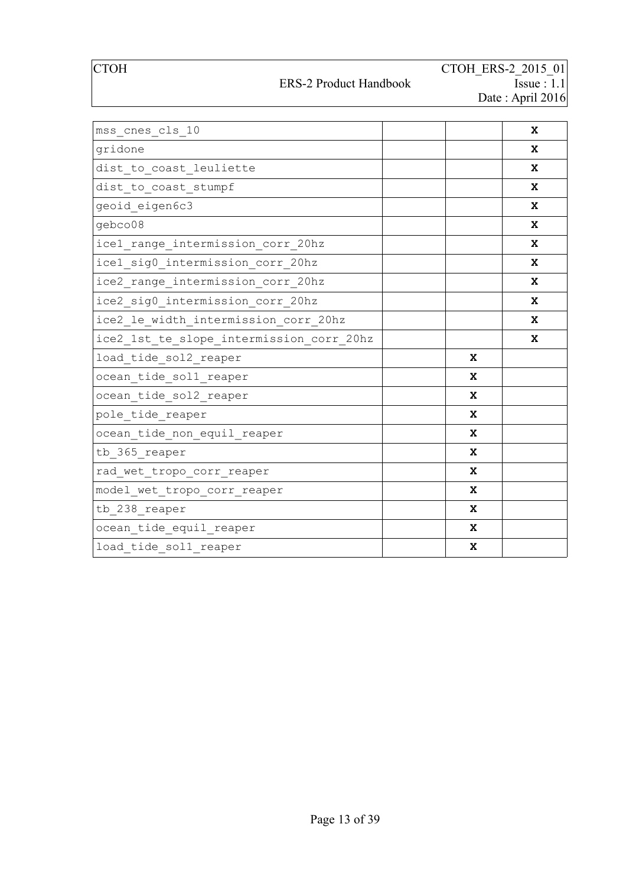| | | | |
|---|---|---|---|
| mss_cnes_cls_10 | | | X |
| gridone | | | X |
| dist_to_coast_leuliette | | | X |
| dist_to_coast_stumpf | | | X |
| geoid_eigen6c3 | | | X |
| gebco08 | | | X |
| ice1_range_intermission_corr_20hz | | | X |
| ice1_sig0_intermission_corr_20hz | | | X |
| ice2_range_intermission_corr_20hz | | | X |
| ice2_sig0_intermission_corr_20hz | | | X |
| ice2_le_width_intermission_corr_20hz | | | X |
| ice2_1st_te_slope_intermission_corr_20hz | | | X |
| load_tide_sol2_reaper | | X | |
| ocean_tide_sol1_reaper | | X | |
| ocean_tide_sol2_reaper | | X | |
| pole_tide_reaper | | X | |
| ocean_tide_non_equil_reaper | | X | |
| tb_365_reaper | | X | |
| rad_wet_tropo_corr_reaper | | X | |
| model_wet_tropo_corr_reaper | | X | |
| tb_238_reaper | | X | |
| ocean_tide_equil_reaper | | X | |
| load_tide_sol1_reaper | | X | |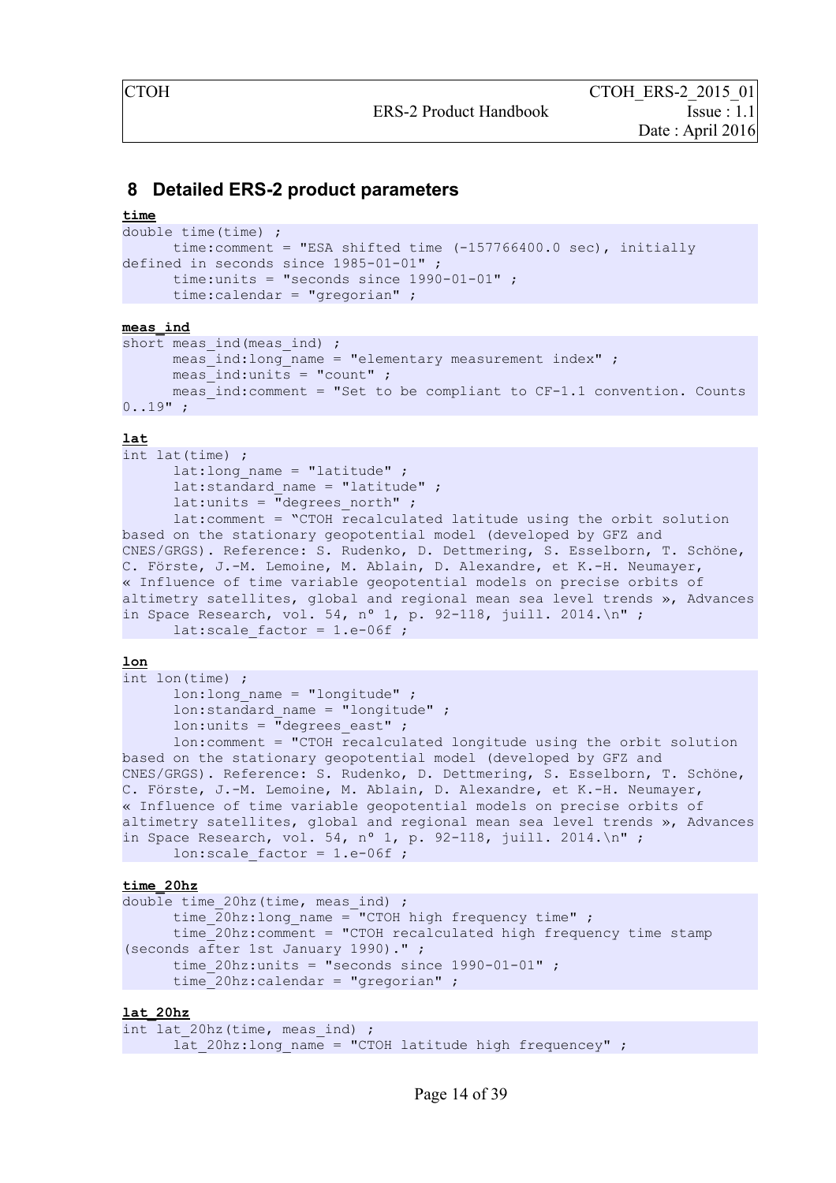# 8 Detailed ERS-2 product parameters

**time**

```
double time(time) ;
      time:comment = "ESA shifted time (-157766400.0 sec), initially
defined in seconds since 1985-01-01" ;
      time:units = "seconds since 1990-01-01" ;
      time:calendar = "gregorian" ;
```

**meas_ind**

```
short meas_ind(meas_ind) ;
      meas_ind:long_name = "elementary measurement index" ;
      meas_ind:units = "count" ;
      meas_ind:comment = "Set to be compliant to CF-1.1 convention. Counts
0..19" ;
```

**lat**

```
int lat(time) ;
      lat:long_name = "latitude" ;
      lat:standard_name = "latitude" ;
      lat:units = "degrees_north" ;
      lat:comment = "CTOH recalculated latitude using the orbit solution
based on the stationary geopotential model (developed by GFZ and
CNES/GRGS). Reference: S. Rudenko, D. Dettmering, S. Esselborn, T. Schöne,
C. Förste, J.-M. Lemoine, M. Ablain, D. Alexandre, et K.-H. Neumayer,
« Influence of time variable geopotential models on precise orbits of
altimetry satellites, global and regional mean sea level trends », Advances
in Space Research, vol. 54, nº 1, p. 92-118, juill. 2014.\n" ;
      lat:scale_factor = 1.e-06f ;
```

**lon**

```
int lon(time) ;
      lon:long_name = "longitude" ;
      lon:standard_name = "longitude" ;
      lon:units = "degrees_east" ;
      lon:comment = "CTOH recalculated longitude using the orbit solution
based on the stationary geopotential model (developed by GFZ and
CNES/GRGS). Reference: S. Rudenko, D. Dettmering, S. Esselborn, T. Schöne,
C. Förste, J.-M. Lemoine, M. Ablain, D. Alexandre, et K.-H. Neumayer,
« Influence of time variable geopotential models on precise orbits of
altimetry satellites, global and regional mean sea level trends », Advances
in Space Research, vol. 54, nº 1, p. 92-118, juill. 2014.\n" ;
      lon:scale_factor = 1.e-06f ;
```

**time_20hz**

```
double time_20hz(time, meas_ind) ;
      time_20hz:long_name = "CTOH high frequency time" ;
      time_20hz:comment = "CTOH recalculated high frequency time stamp
(seconds after 1st January 1990)." ;
      time_20hz:units = "seconds since 1990-01-01" ;
      time_20hz:calendar = "gregorian" ;
```

**lat_20hz**

```
int lat_20hz(time, meas_ind) ;
      lat_20hz:long_name = "CTOH latitude high frequencey" ;
```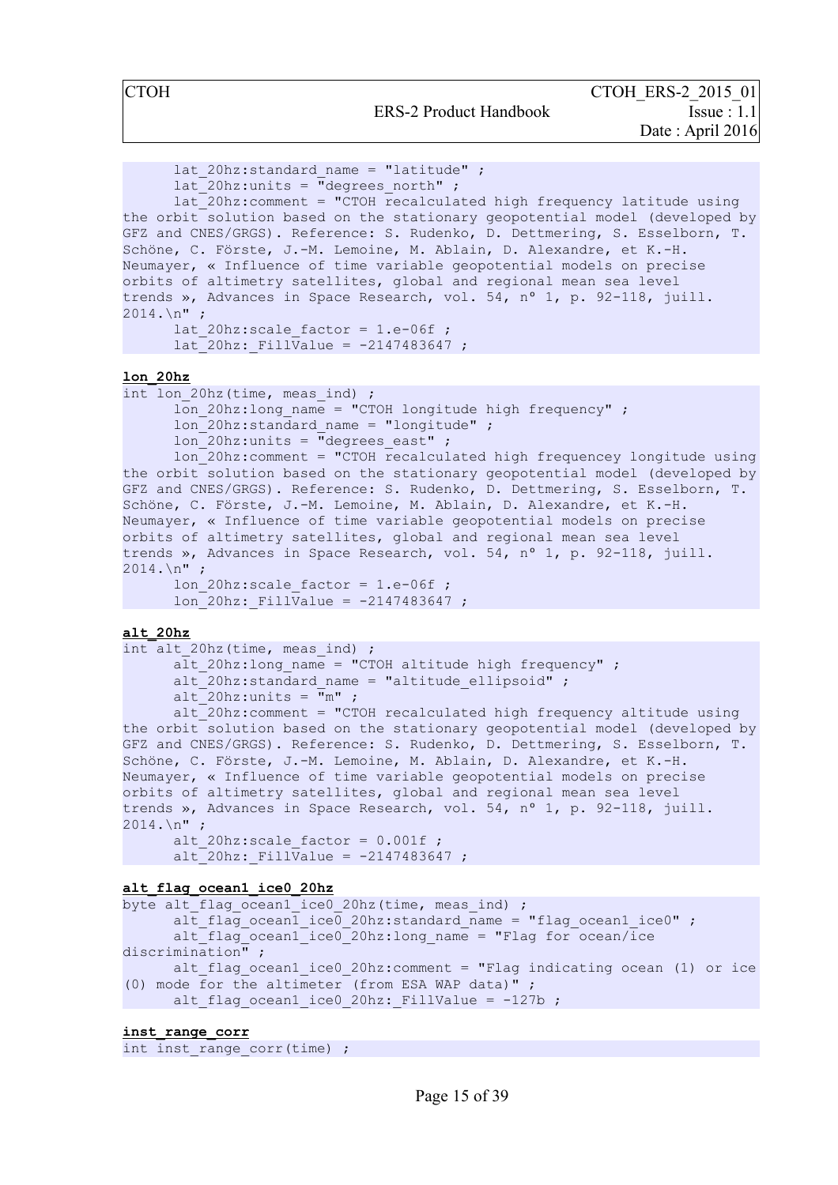```
      lat_20hz:standard_name = "latitude" ;
      lat_20hz:units = "degrees_north" ;
      lat_20hz:comment = "CTOH recalculated high frequency latitude using
the orbit solution based on the stationary geopotential model (developed by
GFZ and CNES/GRGS). Reference: S. Rudenko, D. Dettmering, S. Esselborn, T.
Schöne, C. Förste, J.-M. Lemoine, M. Ablain, D. Alexandre, et K.-H.
Neumayer, « Influence of time variable geopotential models on precise
orbits of altimetry satellites, global and regional mean sea level
trends », Advances in Space Research, vol. 54, nº 1, p. 92-118, juill.
2014.\n" ;
      lat_20hz:scale_factor = 1.e-06f ;
      lat_20hz:_FillValue = -2147483647 ;
```

**lon_20hz**

```
int lon_20hz(time, meas_ind) ;
      lon_20hz:long_name = "CTOH longitude high frequency" ;
      lon_20hz:standard_name = "longitude" ;
      lon_20hz:units = "degrees_east" ;
      lon_20hz:comment = "CTOH recalculated high frequencey longitude using
the orbit solution based on the stationary geopotential model (developed by
GFZ and CNES/GRGS). Reference: S. Rudenko, D. Dettmering, S. Esselborn, T.
Schöne, C. Förste, J.-M. Lemoine, M. Ablain, D. Alexandre, et K.-H.
Neumayer, « Influence of time variable geopotential models on precise
orbits of altimetry satellites, global and regional mean sea level
trends », Advances in Space Research, vol. 54, nº 1, p. 92-118, juill.
2014.\n" ;
      lon_20hz:scale_factor = 1.e-06f ;
      lon_20hz:_FillValue = -2147483647 ;
```

**alt_20hz**

```
int alt_20hz(time, meas_ind) ;
      alt_20hz:long_name = "CTOH altitude high frequency" ;
      alt_20hz:standard_name = "altitude_ellipsoid" ;
      alt_20hz:units = "m" ;
      alt_20hz:comment = "CTOH recalculated high frequency altitude using
the orbit solution based on the stationary geopotential model (developed by
GFZ and CNES/GRGS). Reference: S. Rudenko, D. Dettmering, S. Esselborn, T.
Schöne, C. Förste, J.-M. Lemoine, M. Ablain, D. Alexandre, et K.-H.
Neumayer, « Influence of time variable geopotential models on precise
orbits of altimetry satellites, global and regional mean sea level
trends », Advances in Space Research, vol. 54, nº 1, p. 92-118, juill.
2014.\n" ;
      alt_20hz:scale_factor = 0.001f ;
      alt_20hz:_FillValue = -2147483647 ;
```

**alt_flag_ocean1_ice0_20hz**

```
byte alt_flag_ocean1_ice0_20hz(time, meas_ind) ;
      alt_flag_ocean1_ice0_20hz:standard_name = "flag_ocean1_ice0" ;
      alt_flag_ocean1_ice0_20hz:long_name = "Flag for ocean/ice
discrimination" ;
      alt_flag_ocean1_ice0_20hz:comment = "Flag indicating ocean (1) or ice
(0) mode for the altimeter (from ESA WAP data)" ;
      alt_flag_ocean1_ice0_20hz:_FillValue = -127b ;
```

**inst_range_corr**

```
int inst_range_corr(time) ;
```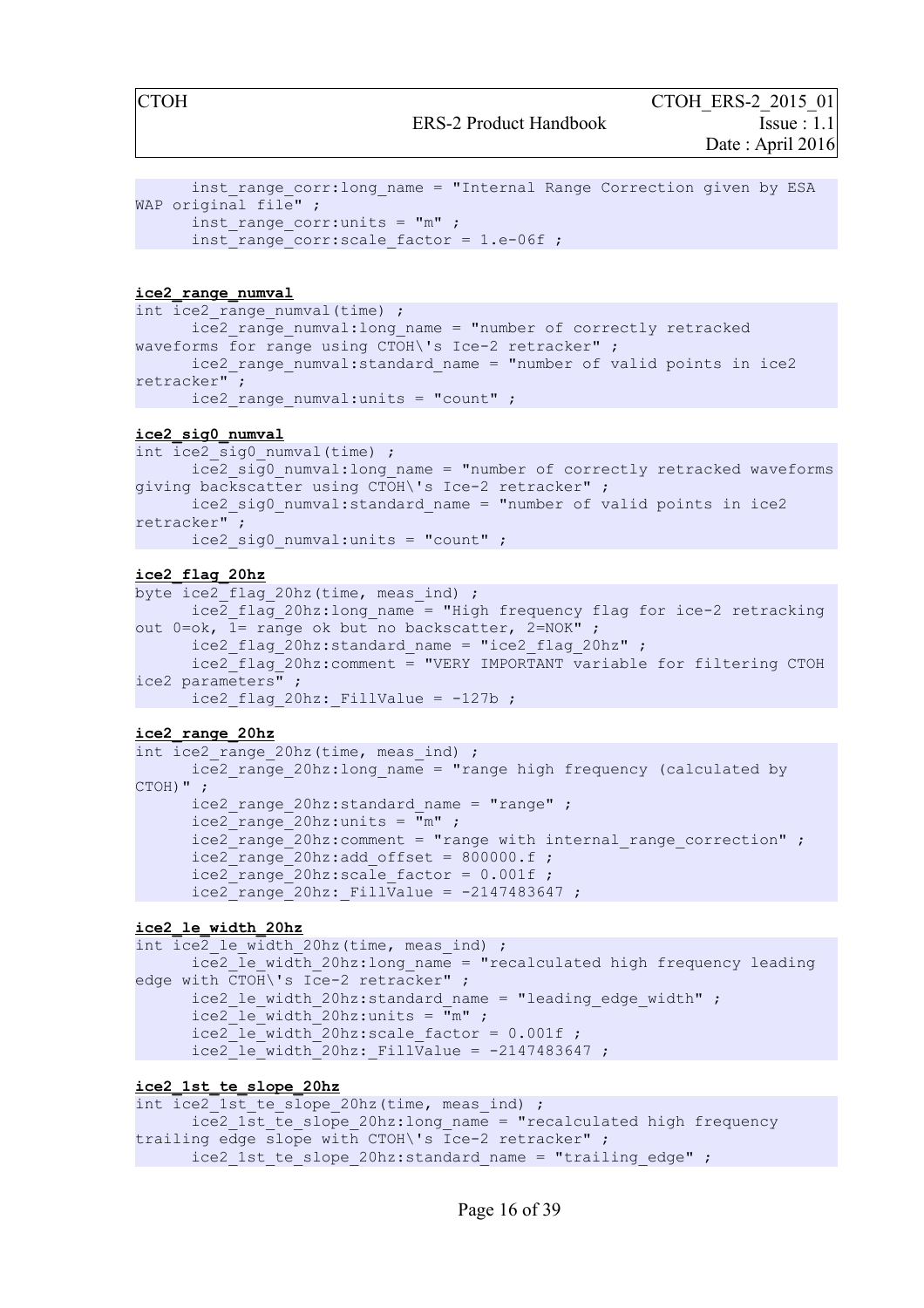```
      inst_range_corr:long_name = "Internal Range Correction given by ESA
WAP original file" ;
      inst_range_corr:units = "m" ;
      inst_range_corr:scale_factor = 1.e-06f ;
```

**ice2_range_numval**

```
int ice2_range_numval(time) ;
      ice2_range_numval:long_name = "number of correctly retracked
waveforms for range using CTOH\'s Ice-2 retracker" ;
      ice2_range_numval:standard_name = "number of valid points in ice2
retracker" ;
      ice2_range_numval:units = "count" ;
```

**ice2_sig0_numval**

```
int ice2_sig0_numval(time) ;
      ice2_sig0_numval:long_name = "number of correctly retracked waveforms
giving backscatter using CTOH\'s Ice-2 retracker" ;
      ice2_sig0_numval:standard_name = "number of valid points in ice2
retracker" ;
      ice2_sig0_numval:units = "count" ;
```

**ice2_flag_20hz**

```
byte ice2_flag_20hz(time, meas_ind) ;
      ice2_flag_20hz:long_name = "High frequency flag for ice-2 retracking
out 0=ok, 1= range ok but no backscatter, 2=NOK" ;
      ice2_flag_20hz:standard_name = "ice2_flag_20hz" ;
      ice2_flag_20hz:comment = "VERY IMPORTANT variable for filtering CTOH
ice2 parameters" ;
      ice2_flag_20hz:_FillValue = -127b ;
```

**ice2_range_20hz**

```
int ice2_range_20hz(time, meas_ind) ;
      ice2_range_20hz:long_name = "range high frequency (calculated by
CTOH)" ;
      ice2_range_20hz:standard_name = "range" ;
      ice2_range_20hz:units = "m" ;
      ice2_range_20hz:comment = "range with internal_range_correction" ;
      ice2_range_20hz:add_offset = 800000.f ;
      ice2_range_20hz:scale_factor = 0.001f ;
      ice2_range_20hz:_FillValue = -2147483647 ;
```

**ice2_le_width_20hz**

```
int ice2_le_width_20hz(time, meas_ind) ;
      ice2_le_width_20hz:long_name = "recalculated high frequency leading
edge with CTOH\'s Ice-2 retracker" ;
      ice2_le_width_20hz:standard_name = "leading_edge_width" ;
      ice2_le_width_20hz:units = "m" ;
      ice2_le_width_20hz:scale_factor = 0.001f ;
      ice2_le_width_20hz:_FillValue = -2147483647 ;
```

**ice2_1st_te_slope_20hz**

```
int ice2_1st_te_slope_20hz(time, meas_ind) ;
      ice2_1st_te_slope_20hz:long_name = "recalculated high frequency
trailing edge slope with CTOH\'s Ice-2 retracker" ;
      ice2_1st_te_slope_20hz:standard_name = "trailing_edge" ;
```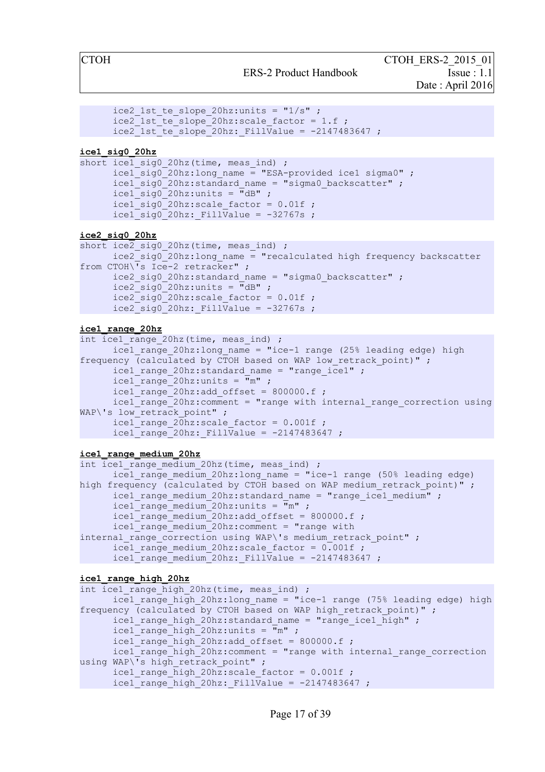```
      ice2_1st_te_slope_20hz:units = "1/s" ;
      ice2_1st_te_slope_20hz:scale_factor = 1.f ;
      ice2_1st_te_slope_20hz:_FillValue = -2147483647 ;
```

**ice1_sig0_20hz**

```
short ice1_sig0_20hz(time, meas_ind) ;
      ice1_sig0_20hz:long_name = "ESA-provided ice1 sigma0" ;
      ice1_sig0_20hz:standard_name = "sigma0_backscatter" ;
      ice1_sig0_20hz:units = "dB" ;
      ice1_sig0_20hz:scale_factor = 0.01f ;
      ice1_sig0_20hz:_FillValue = -32767s ;
```

**ice2_sig0_20hz**

```
short ice2_sig0_20hz(time, meas_ind) ;
      ice2_sig0_20hz:long_name = "recalculated high frequency backscatter
from CTOH\'s Ice-2 retracker" ;
      ice2_sig0_20hz:standard_name = "sigma0_backscatter" ;
      ice2_sig0_20hz:units = "dB" ;
      ice2_sig0_20hz:scale_factor = 0.01f ;
      ice2_sig0_20hz:_FillValue = -32767s ;
```

**ice1_range_20hz**

```
int ice1_range_20hz(time, meas_ind) ;
      ice1_range_20hz:long_name = "ice-1 range (25% leading edge) high
frequency (calculated by CTOH based on WAP low_retrack_point)" ;
      ice1_range_20hz:standard_name = "range_ice1" ;
      ice1_range_20hz:units = "m" ;
      ice1_range_20hz:add_offset = 800000.f ;
      ice1_range_20hz:comment = "range with internal_range_correction using
WAP\'s low_retrack_point" ;
      ice1_range_20hz:scale_factor = 0.001f ;
      ice1_range_20hz:_FillValue = -2147483647 ;
```

**ice1_range_medium_20hz**

```
int ice1_range_medium_20hz(time, meas_ind) ;
      ice1_range_medium_20hz:long_name = "ice-1 range (50% leading edge)
high frequency (calculated by CTOH based on WAP medium_retrack_point)" ;
      ice1_range_medium_20hz:standard_name = "range_ice1_medium" ;
      ice1_range_medium_20hz:units = "m" ;
      ice1_range_medium_20hz:add_offset = 800000.f ;
      ice1_range_medium_20hz:comment = "range with
internal_range_correction using WAP\'s medium_retrack_point" ;
      ice1_range_medium_20hz:scale_factor = 0.001f ;
      ice1_range_medium_20hz:_FillValue = -2147483647 ;
```

**ice1_range_high_20hz**

```
int ice1_range_high_20hz(time, meas_ind) ;
      ice1_range_high_20hz:long_name = "ice-1 range (75% leading edge) high
frequency (calculated by CTOH based on WAP high_retrack_point)" ;
      ice1_range_high_20hz:standard_name = "range_ice1_high" ;
      ice1_range_high_20hz:units = "m" ;
      ice1_range_high_20hz:add_offset = 800000.f ;
      ice1_range_high_20hz:comment = "range with internal_range_correction
using WAP\'s high_retrack_point" ;
      ice1_range_high_20hz:scale_factor = 0.001f ;
      ice1_range_high_20hz:_FillValue = -2147483647 ;
```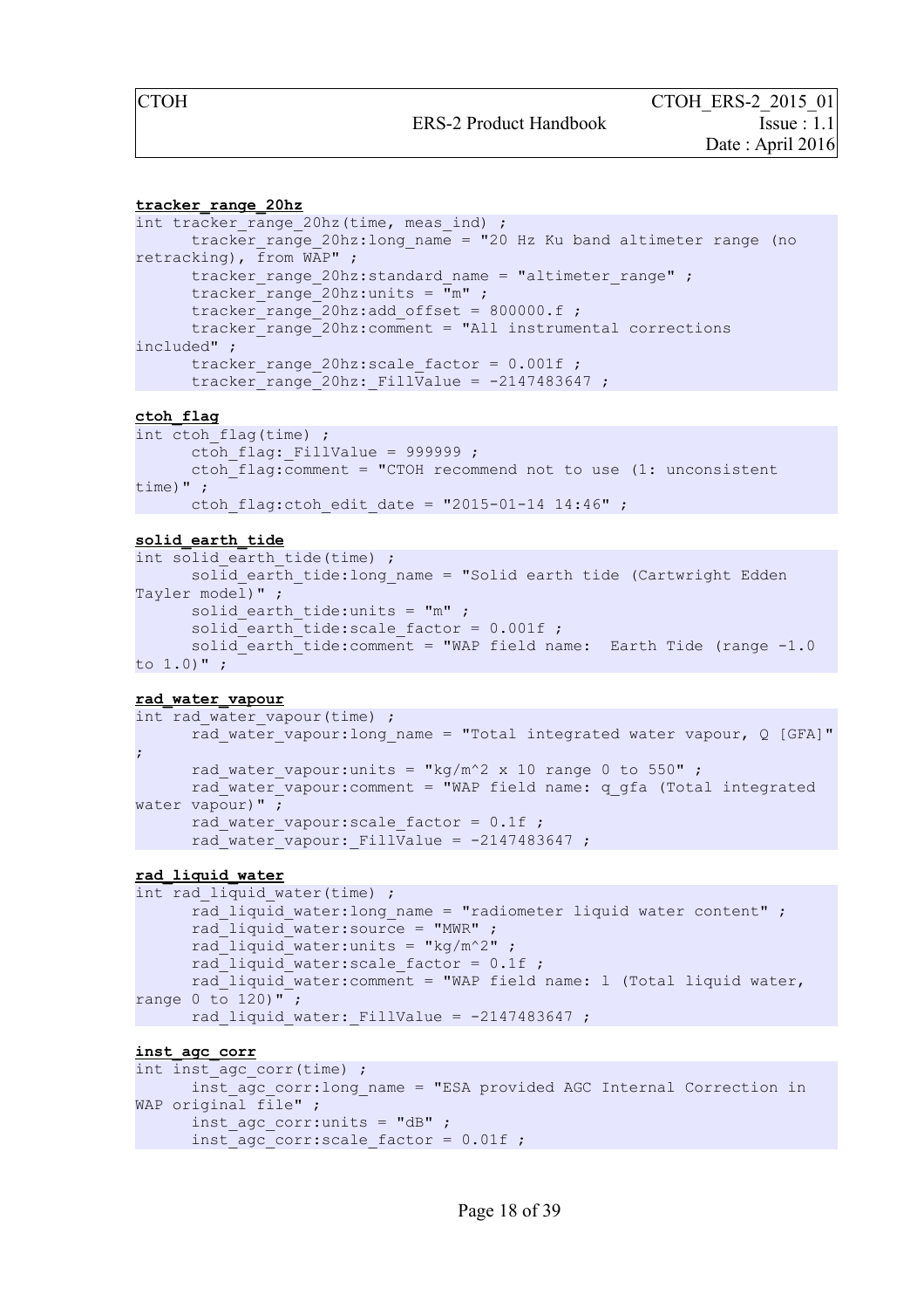**tracker_range_20hz**

```
int tracker_range_20hz(time, meas_ind) ;
      tracker_range_20hz:long_name = "20 Hz Ku band altimeter range (no retracking), from WAP" ;
      tracker_range_20hz:standard_name = "altimeter_range" ;
      tracker_range_20hz:units = "m" ;
      tracker_range_20hz:add_offset = 800000.f ;
      tracker_range_20hz:comment = "All instrumental corrections included" ;
      tracker_range_20hz:scale_factor = 0.001f ;
      tracker_range_20hz:_FillValue = -2147483647 ;
```

**ctoh_flag**

```
int ctoh_flag(time) ;
      ctoh_flag:_FillValue = 999999 ;
      ctoh_flag:comment = "CTOH recommend not to use (1: unconsistent time)" ;
      ctoh_flag:ctoh_edit_date = "2015-01-14 14:46" ;
```

**solid_earth_tide**

```
int solid_earth_tide(time) ;
      solid_earth_tide:long_name = "Solid earth tide (Cartwright Edden Tayler model)" ;
      solid_earth_tide:units = "m" ;
      solid_earth_tide:scale_factor = 0.001f ;
      solid_earth_tide:comment = "WAP field name:  Earth Tide (range -1.0 to 1.0)" ;
```

**rad_water_vapour**

```
int rad_water_vapour(time) ;
      rad_water_vapour:long_name = "Total integrated water vapour, Q [GFA]" ;
      rad_water_vapour:units = "kg/m^2 x 10 range 0 to 550" ;
      rad_water_vapour:comment = "WAP field name: q_gfa (Total integrated water vapour)" ;
      rad_water_vapour:scale_factor = 0.1f ;
      rad_water_vapour:_FillValue = -2147483647 ;
```

**rad_liquid_water**

```
int rad_liquid_water(time) ;
      rad_liquid_water:long_name = "radiometer liquid water content" ;
      rad_liquid_water:source = "MWR" ;
      rad_liquid_water:units = "kg/m^2" ;
      rad_liquid_water:scale_factor = 0.1f ;
      rad_liquid_water:comment = "WAP field name: l (Total liquid water, range 0 to 120)" ;
      rad_liquid_water:_FillValue = -2147483647 ;
```

**inst_agc_corr**

```
int inst_agc_corr(time) ;
      inst_agc_corr:long_name = "ESA provided AGC Internal Correction in WAP original file" ;
      inst_agc_corr:units = "dB" ;
      inst_agc_corr:scale_factor = 0.01f ;
```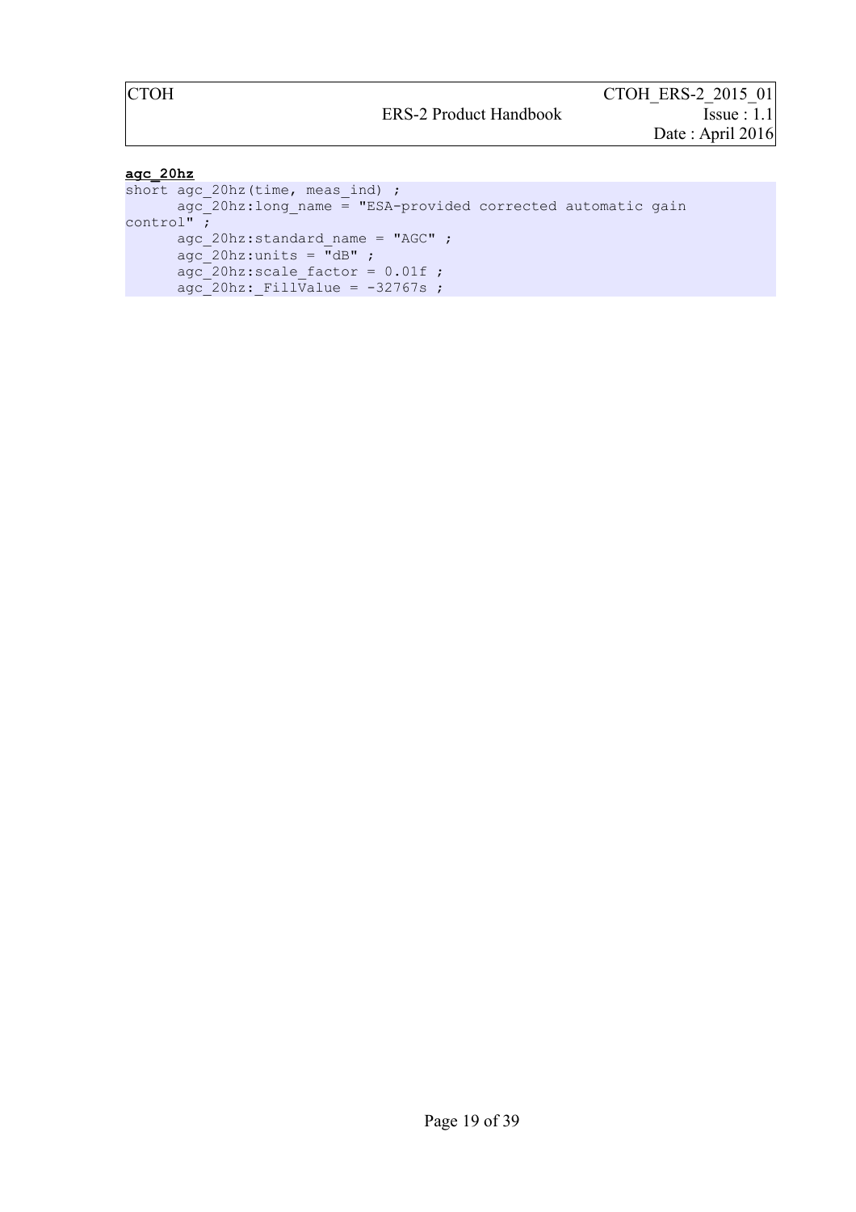**agc_20hz**

```
short agc_20hz(time, meas_ind) ;
      agc_20hz:long_name = "ESA-provided corrected automatic gain
control" ;
      agc_20hz:standard_name = "AGC" ;
      agc_20hz:units = "dB" ;
      agc_20hz:scale_factor = 0.01f ;
      agc_20hz:_FillValue = -32767s ;
```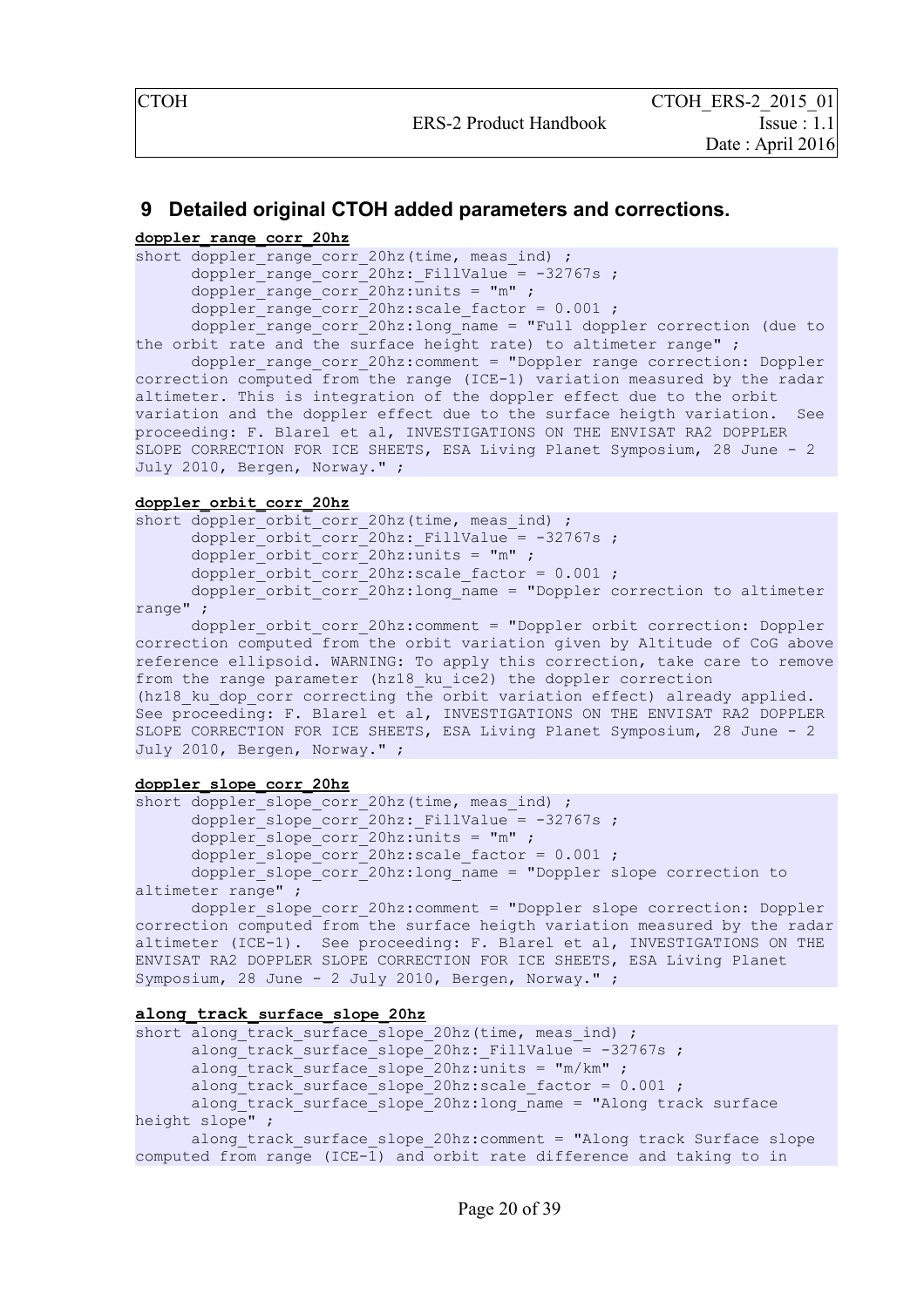## 9 Detailed original CTOH added parameters and corrections.

**doppler_range_corr_20hz**

```
short doppler_range_corr_20hz(time, meas_ind) ;
      doppler_range_corr_20hz:_FillValue = -32767s ;
      doppler_range_corr_20hz:units = "m" ;
      doppler_range_corr_20hz:scale_factor = 0.001 ;
      doppler_range_corr_20hz:long_name = "Full doppler correction (due to
the orbit rate and the surface height rate) to altimeter range" ;
      doppler_range_corr_20hz:comment = "Doppler range correction: Doppler
correction computed from the range (ICE-1) variation measured by the radar
altimeter. This is integration of the doppler effect due to the orbit
variation and the doppler effect due to the surface heigth variation.  See
proceeding: F. Blarel et al, INVESTIGATIONS ON THE ENVISAT RA2 DOPPLER
SLOPE CORRECTION FOR ICE SHEETS, ESA Living Planet Symposium, 28 June - 2
July 2010, Bergen, Norway." ;
```

**doppler_orbit_corr_20hz**

```
short doppler_orbit_corr_20hz(time, meas_ind) ;
      doppler_orbit_corr_20hz:_FillValue = -32767s ;
      doppler_orbit_corr_20hz:units = "m" ;
      doppler_orbit_corr_20hz:scale_factor = 0.001 ;
      doppler_orbit_corr_20hz:long_name = "Doppler correction to altimeter
range" ;
      doppler_orbit_corr_20hz:comment = "Doppler orbit correction: Doppler
correction computed from the orbit variation given by Altitude of CoG above
reference ellipsoid. WARNING: To apply this correction, take care to remove
from the range parameter (hz18_ku_ice2) the doppler correction
(hz18_ku_dop_corr correcting the orbit variation effect) already applied.
See proceeding: F. Blarel et al, INVESTIGATIONS ON THE ENVISAT RA2 DOPPLER
SLOPE CORRECTION FOR ICE SHEETS, ESA Living Planet Symposium, 28 June - 2
July 2010, Bergen, Norway." ;
```

**doppler_slope_corr_20hz**

```
short doppler_slope_corr_20hz(time, meas_ind) ;
      doppler_slope_corr_20hz:_FillValue = -32767s ;
      doppler_slope_corr_20hz:units = "m" ;
      doppler_slope_corr_20hz:scale_factor = 0.001 ;
      doppler_slope_corr_20hz:long_name = "Doppler slope correction to
altimeter range" ;
      doppler_slope_corr_20hz:comment = "Doppler slope correction: Doppler
correction computed from the surface heigth variation measured by the radar
altimeter (ICE-1).  See proceeding: F. Blarel et al, INVESTIGATIONS ON THE
ENVISAT RA2 DOPPLER SLOPE CORRECTION FOR ICE SHEETS, ESA Living Planet
Symposium, 28 June - 2 July 2010, Bergen, Norway." ;
```

**along_track_surface_slope_20hz**

```
short along_track_surface_slope_20hz(time, meas_ind) ;
      along_track_surface_slope_20hz:_FillValue = -32767s ;
      along_track_surface_slope_20hz:units = "m/km" ;
      along_track_surface_slope_20hz:scale_factor = 0.001 ;
      along_track_surface_slope_20hz:long_name = "Along track surface
height slope" ;
      along_track_surface_slope_20hz:comment = "Along track Surface slope
computed from range (ICE-1) and orbit rate difference and taking to in
```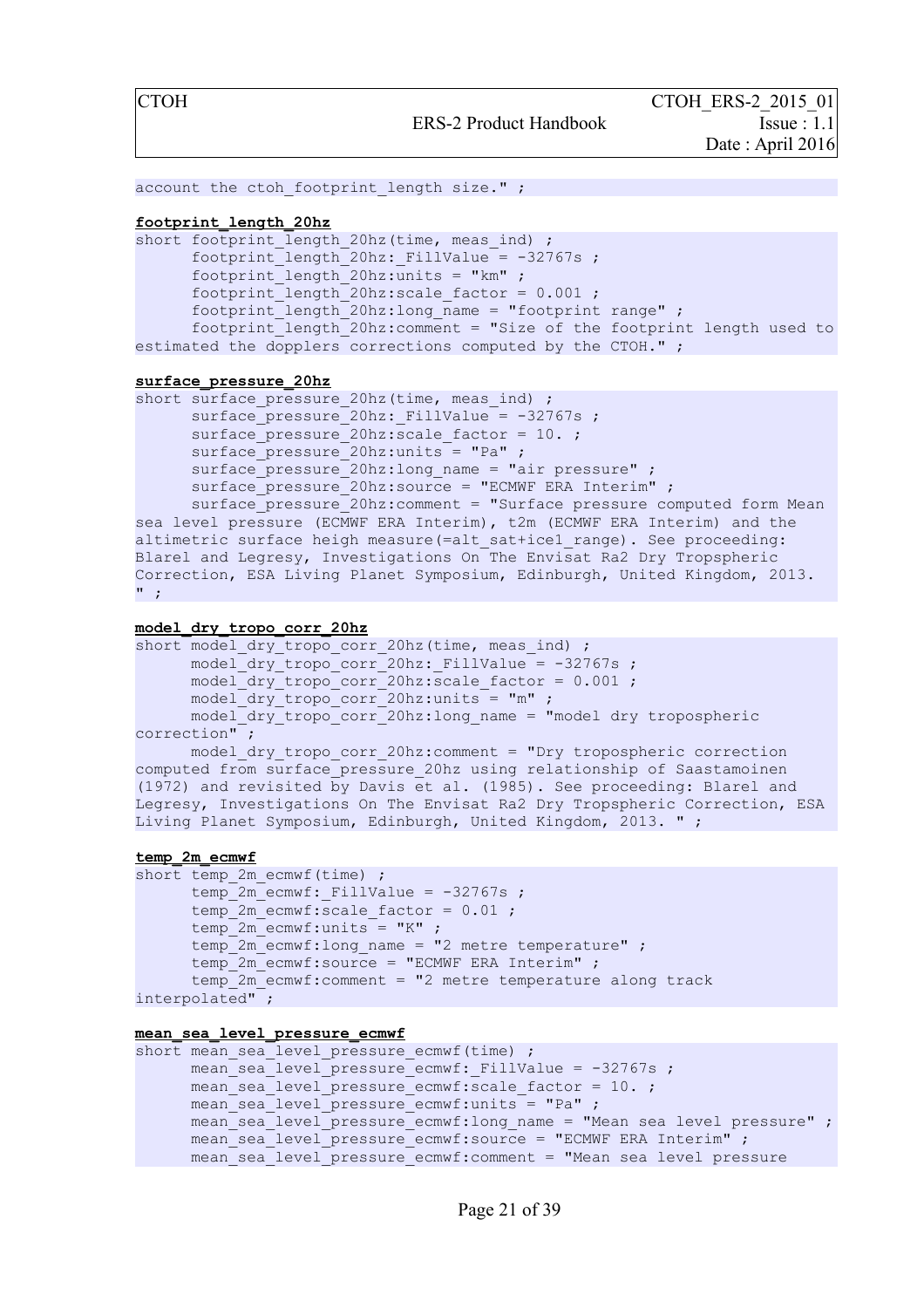```
account the ctoh_footprint_length size." ;
```

**footprint_length_20hz**

```
short footprint_length_20hz(time, meas_ind) ;
      footprint_length_20hz:_FillValue = -32767s ;
      footprint_length_20hz:units = "km" ;
      footprint_length_20hz:scale_factor = 0.001 ;
      footprint_length_20hz:long_name = "footprint range" ;
      footprint_length_20hz:comment = "Size of the footprint length used to
estimated the dopplers corrections computed by the CTOH." ;
```

**surface_pressure_20hz**

```
short surface_pressure_20hz(time, meas_ind) ;
      surface_pressure_20hz:_FillValue = -32767s ;
      surface_pressure_20hz:scale_factor = 10. ;
      surface_pressure_20hz:units = "Pa" ;
      surface_pressure_20hz:long_name = "air pressure" ;
      surface_pressure_20hz:source = "ECMWF ERA Interim" ;
      surface_pressure_20hz:comment = "Surface pressure computed form Mean
sea level pressure (ECMWF ERA Interim), t2m (ECMWF ERA Interim) and the
altimetric surface heigh measure(=alt_sat+ice1_range). See proceeding:
Blarel and Legresy, Investigations On The Envisat Ra2 Dry Tropspheric
Correction, ESA Living Planet Symposium, Edinburgh, United Kingdom, 2013.
" ;
```

**model_dry_tropo_corr_20hz**

```
short model_dry_tropo_corr_20hz(time, meas_ind) ;
      model_dry_tropo_corr_20hz:_FillValue = -32767s ;
      model_dry_tropo_corr_20hz:scale_factor = 0.001 ;
      model_dry_tropo_corr_20hz:units = "m" ;
      model_dry_tropo_corr_20hz:long_name = "model dry tropospheric
correction" ;
      model_dry_tropo_corr_20hz:comment = "Dry tropospheric correction
computed from surface_pressure_20hz using relationship of Saastamoinen
(1972) and revisited by Davis et al. (1985). See proceeding: Blarel and
Legresy, Investigations On The Envisat Ra2 Dry Tropspheric Correction, ESA
Living Planet Symposium, Edinburgh, United Kingdom, 2013. " ;
```

**temp_2m_ecmwf**

```
short temp_2m_ecmwf(time) ;
      temp_2m_ecmwf:_FillValue = -32767s ;
      temp_2m_ecmwf:scale_factor = 0.01 ;
      temp_2m_ecmwf:units = "K" ;
      temp_2m_ecmwf:long_name = "2 metre temperature" ;
      temp_2m_ecmwf:source = "ECMWF ERA Interim" ;
      temp_2m_ecmwf:comment = "2 metre temperature along track
interpolated" ;
```

**mean_sea_level_pressure_ecmwf**

```
short mean_sea_level_pressure_ecmwf(time) ;
      mean_sea_level_pressure_ecmwf:_FillValue = -32767s ;
      mean_sea_level_pressure_ecmwf:scale_factor = 10. ;
      mean_sea_level_pressure_ecmwf:units = "Pa" ;
      mean_sea_level_pressure_ecmwf:long_name = "Mean sea level pressure" ;
      mean_sea_level_pressure_ecmwf:source = "ECMWF ERA Interim" ;
      mean_sea_level_pressure_ecmwf:comment = "Mean sea level pressure
```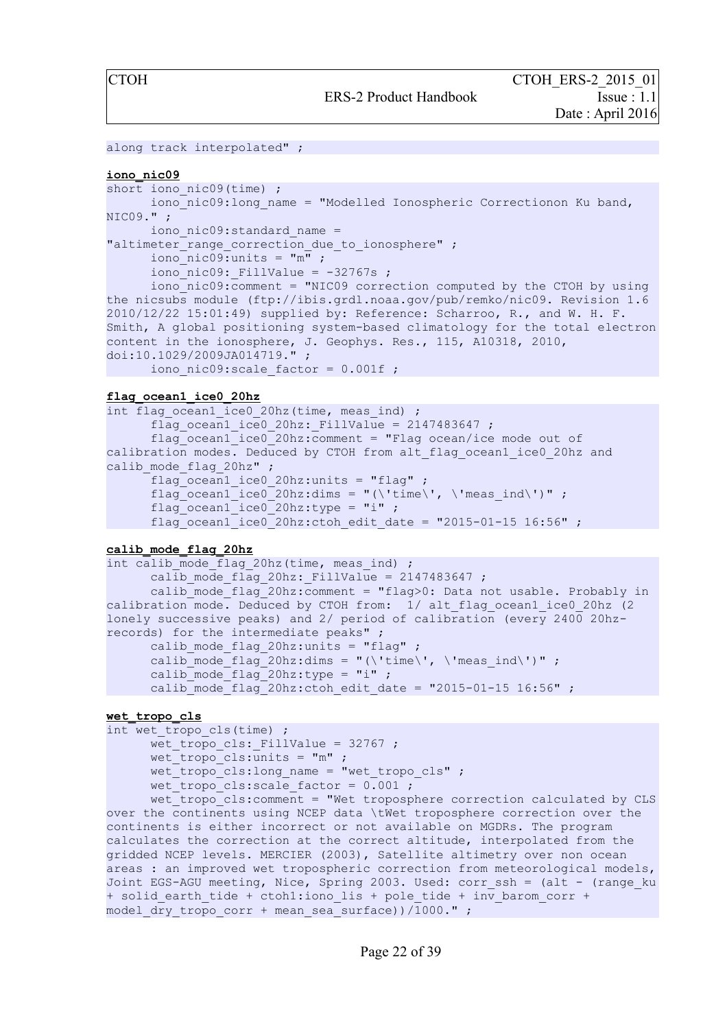```
along track interpolated" ;
```

**iono_nic09**

```
short iono_nic09(time) ;
      iono_nic09:long_name = "Modelled Ionospheric Correctionon Ku band,
NIC09." ;
      iono_nic09:standard_name =
"altimeter_range_correction_due_to_ionosphere" ;
      iono_nic09:units = "m" ;
      iono_nic09:_FillValue = -32767s ;
      iono_nic09:comment = "NIC09 correction computed by the CTOH by using
the nicsubs module (ftp://ibis.grdl.noaa.gov/pub/remko/nic09. Revision 1.6
2010/12/22 15:01:49) supplied by: Reference: Scharroo, R., and W. H. F.
Smith, A global positioning system-based climatology for the total electron
content in the ionosphere, J. Geophys. Res., 115, A10318, 2010,
doi:10.1029/2009JA014719." ;
      iono_nic09:scale_factor = 0.001f ;
```

**flag_ocean1_ice0_20hz**

```
int flag_ocean1_ice0_20hz(time, meas_ind) ;
      flag_ocean1_ice0_20hz:_FillValue = 2147483647 ;
      flag_ocean1_ice0_20hz:comment = "Flag ocean/ice mode out of
calibration modes. Deduced by CTOH from alt_flag_ocean1_ice0_20hz and
calib_mode_flag_20hz" ;
      flag_ocean1_ice0_20hz:units = "flag" ;
      flag_ocean1_ice0_20hz:dims = "(\'time\', \'meas_ind\')" ;
      flag_ocean1_ice0_20hz:type = "i" ;
      flag_ocean1_ice0_20hz:ctoh_edit_date = "2015-01-15 16:56" ;
```

**calib_mode_flag_20hz**

```
int calib_mode_flag_20hz(time, meas_ind) ;
      calib_mode_flag_20hz:_FillValue = 2147483647 ;
      calib_mode_flag_20hz:comment = "flag>0: Data not usable. Probably in
calibration mode. Deduced by CTOH from:  1/ alt_flag_ocean1_ice0_20hz (2
lonely successive peaks) and 2/ period of calibration (every 2400 20hz-
records) for the intermediate peaks" ;
      calib_mode_flag_20hz:units = "flag" ;
      calib_mode_flag_20hz:dims = "(\'time\', \'meas_ind\')" ;
      calib_mode_flag_20hz:type = "i" ;
      calib_mode_flag_20hz:ctoh_edit_date = "2015-01-15 16:56" ;
```

**wet_tropo_cls**

```
int wet_tropo_cls(time) ;
      wet_tropo_cls:_FillValue = 32767 ;
      wet_tropo_cls:units = "m" ;
      wet_tropo_cls:long_name = "wet_tropo_cls" ;
      wet_tropo_cls:scale_factor = 0.001 ;
      wet_tropo_cls:comment = "Wet troposphere correction calculated by CLS
over the continents using NCEP data \tWet troposphere correction over the
continents is either incorrect or not available on MGDRs. The program
calculates the correction at the correct altitude, interpolated from the
gridded NCEP levels. MERCIER (2003), Satellite altimetry over non ocean
areas : an improved wet tropospheric correction from meteorological models,
Joint EGS-AGU meeting, Nice, Spring 2003. Used: corr_ssh = (alt - (range_ku
+ solid_earth_tide + ctoh1:iono_lis + pole_tide + inv_barom_corr +
model_dry_tropo_corr + mean_sea_surface))/1000." ;
```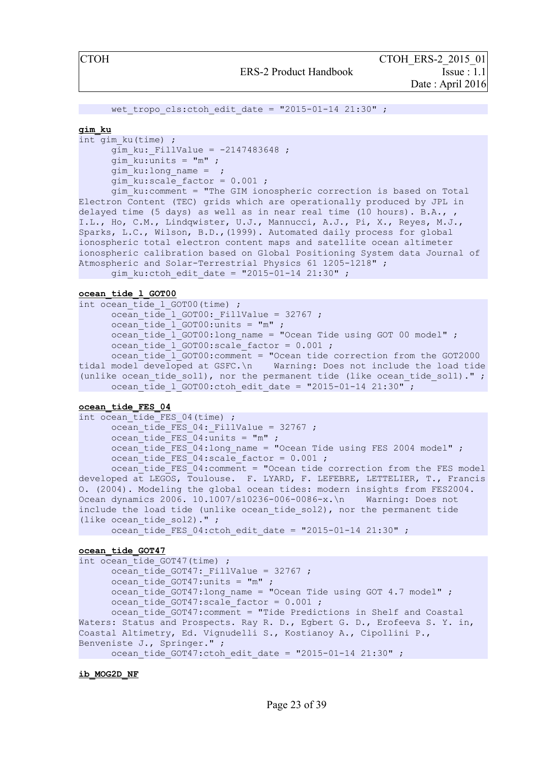```
    wet_tropo_cls:ctoh_edit_date = "2015-01-14 21:30" ;
```

**gim_ku**

```
int gim_ku(time) ;
    gim_ku:_FillValue = -2147483648 ;
    gim_ku:units = "m" ;
    gim_ku:long_name =  ;
    gim_ku:scale_factor = 0.001 ;
    gim_ku:comment = "The GIM ionospheric correction is based on Total
Electron Content (TEC) grids which are operationally produced by JPL in
delayed time (5 days) as well as in near real time (10 hours). B.A., ,
I.L., Ho, C.M., Lindqwister, U.J., Mannucci, A.J., Pi, X., Reyes, M.J.,
Sparks, L.C., Wilson, B.D.,(1999). Automated daily process for global
ionospheric total electron content maps and satellite ocean altimeter
ionospheric calibration based on Global Positioning System data Journal of
Atmospheric and Solar-Terrestrial Physics 61 1205-1218" ;
    gim_ku:ctoh_edit_date = "2015-01-14 21:30" ;
```

**ocean_tide_l_GOT00**

```
int ocean_tide_l_GOT00(time) ;
    ocean_tide_l_GOT00:_FillValue = 32767 ;
    ocean_tide_l_GOT00:units = "m" ;
    ocean_tide_l_GOT00:long_name = "Ocean Tide using GOT 00 model" ;
    ocean_tide_l_GOT00:scale_factor = 0.001 ;
    ocean_tide_l_GOT00:comment = "Ocean tide correction from the GOT2000
tidal model developed at GSFC.\n    Warning: Does not include the load tide
(unlike ocean_tide_sol1), nor the permanent tide (like ocean_tide_sol1)." ;
    ocean_tide_l_GOT00:ctoh_edit_date = "2015-01-14 21:30" ;
```

**ocean_tide_FES_04**

```
int ocean_tide_FES_04(time) ;
    ocean_tide_FES_04:_FillValue = 32767 ;
    ocean_tide_FES_04:units = "m" ;
    ocean_tide_FES_04:long_name = "Ocean Tide using FES 2004 model" ;
    ocean_tide_FES_04:scale_factor = 0.001 ;
    ocean_tide_FES_04:comment = "Ocean tide correction from the FES model
developed at LEGOS, Toulouse.  F. LYARD, F. LEFEBRE, LETTELIER, T., Francis
O. (2004). Modeling the global ocean tides: modern insights from FES2004.
Ocean dynamics 2006. 10.1007/s10236-006-0086-x.\n    Warning: Does not
include the load tide (unlike ocean_tide_sol2), nor the permanent tide
(like ocean_tide_sol2)." ;
    ocean_tide_FES_04:ctoh_edit_date = "2015-01-14 21:30" ;
```

**ocean_tide_GOT47**

```
int ocean_tide_GOT47(time) ;
    ocean_tide_GOT47:_FillValue = 32767 ;
    ocean_tide_GOT47:units = "m" ;
    ocean_tide_GOT47:long_name = "Ocean Tide using GOT 4.7 model" ;
    ocean_tide_GOT47:scale_factor = 0.001 ;
    ocean_tide_GOT47:comment = "Tide Predictions in Shelf and Coastal
Waters: Status and Prospects. Ray R. D., Egbert G. D., Erofeeva S. Y. in,
Coastal Altimetry, Ed. Vignudelli S., Kostianoy A., Cipollini P.,
Benveniste J., Springer." ;
    ocean_tide_GOT47:ctoh_edit_date = "2015-01-14 21:30" ;
```

**ib_MOG2D_NF**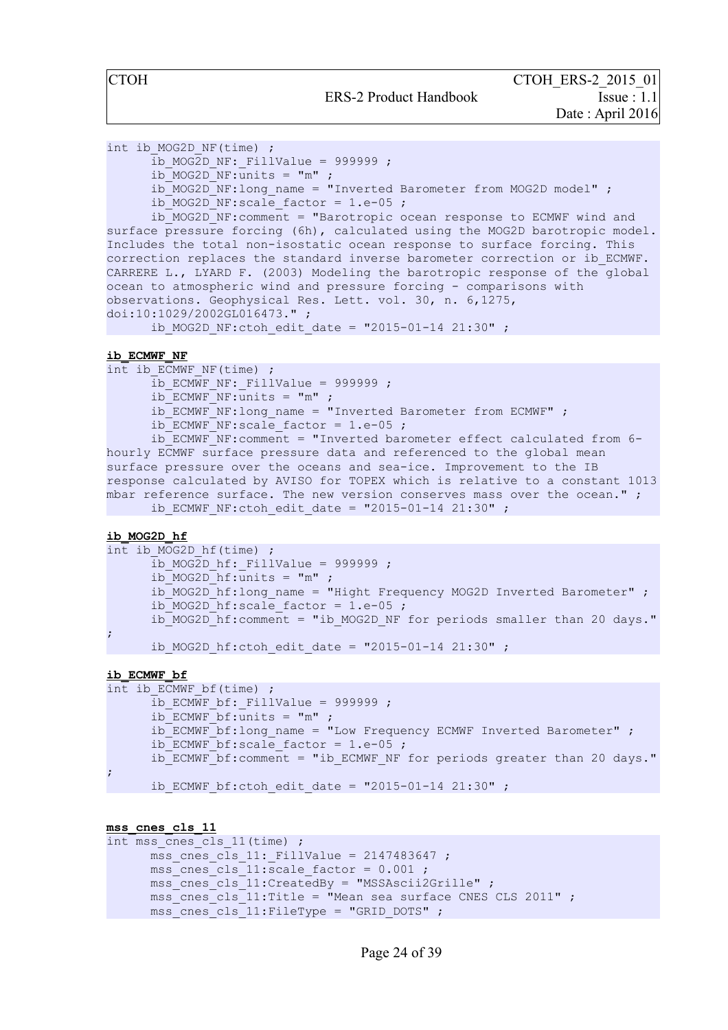```
int ib_MOG2D_NF(time) ;
      ib_MOG2D_NF:_FillValue = 999999 ;
      ib_MOG2D_NF:units = "m" ;
      ib_MOG2D_NF:long_name = "Inverted Barometer from MOG2D model" ;
      ib_MOG2D_NF:scale_factor = 1.e-05 ;
      ib_MOG2D_NF:comment = "Barotropic ocean response to ECMWF wind and 
surface pressure forcing (6h), calculated using the MOG2D barotropic model. 
Includes the total non-isostatic ocean response to surface forcing. This 
correction replaces the standard inverse barometer correction or ib_ECMWF. 
CARRERE L., LYARD F. (2003) Modeling the barotropic response of the global 
ocean to atmospheric wind and pressure forcing - comparisons with 
observations. Geophysical Res. Lett. vol. 30, n. 6,1275, 
doi:10:1029/2002GL016473." ;
      ib_MOG2D_NF:ctoh_edit_date = "2015-01-14 21:30" ;
```

**ib_ECMWF_NF**

```
int ib_ECMWF_NF(time) ;
      ib_ECMWF_NF:_FillValue = 999999 ;
      ib_ECMWF_NF:units = "m" ;
      ib_ECMWF_NF:long_name = "Inverted Barometer from ECMWF" ;
      ib_ECMWF_NF:scale_factor = 1.e-05 ;
      ib_ECMWF_NF:comment = "Inverted barometer effect calculated from 6-
hourly ECMWF surface pressure data and referenced to the global mean 
surface pressure over the oceans and sea-ice. Improvement to the IB 
response calculated by AVISO for TOPEX which is relative to a constant 1013 
mbar reference surface. The new version conserves mass over the ocean." ;
      ib_ECMWF_NF:ctoh_edit_date = "2015-01-14 21:30" ;
```

**ib_MOG2D_hf**

```
int ib_MOG2D_hf(time) ;
      ib_MOG2D_hf:_FillValue = 999999 ;
      ib_MOG2D_hf:units = "m" ;
      ib_MOG2D_hf:long_name = "Hight Frequency MOG2D Inverted Barometer" ;
      ib_MOG2D_hf:scale_factor = 1.e-05 ;
      ib_MOG2D_hf:comment = "ib_MOG2D_NF for periods smaller than 20 days."
;
      ib_MOG2D_hf:ctoh_edit_date = "2015-01-14 21:30" ;
```

**ib_ECMWF_bf**

```
int ib_ECMWF_bf(time) ;
      ib_ECMWF_bf:_FillValue = 999999 ;
      ib_ECMWF_bf:units = "m" ;
      ib_ECMWF_bf:long_name = "Low Frequency ECMWF Inverted Barometer" ;
      ib_ECMWF_bf:scale_factor = 1.e-05 ;
      ib_ECMWF_bf:comment = "ib_ECMWF_NF for periods greater than 20 days."
;
      ib_ECMWF_bf:ctoh_edit_date = "2015-01-14 21:30" ;
```

**mss_cnes_cls_11**

```
int mss_cnes_cls_11(time) ;
      mss_cnes_cls_11:_FillValue = 2147483647 ;
      mss_cnes_cls_11:scale_factor = 0.001 ;
      mss_cnes_cls_11:CreatedBy = "MSSAscii2Grille" ;
      mss_cnes_cls_11:Title = "Mean sea surface CNES CLS 2011" ;
      mss_cnes_cls_11:FileType = "GRID_DOTS" ;
```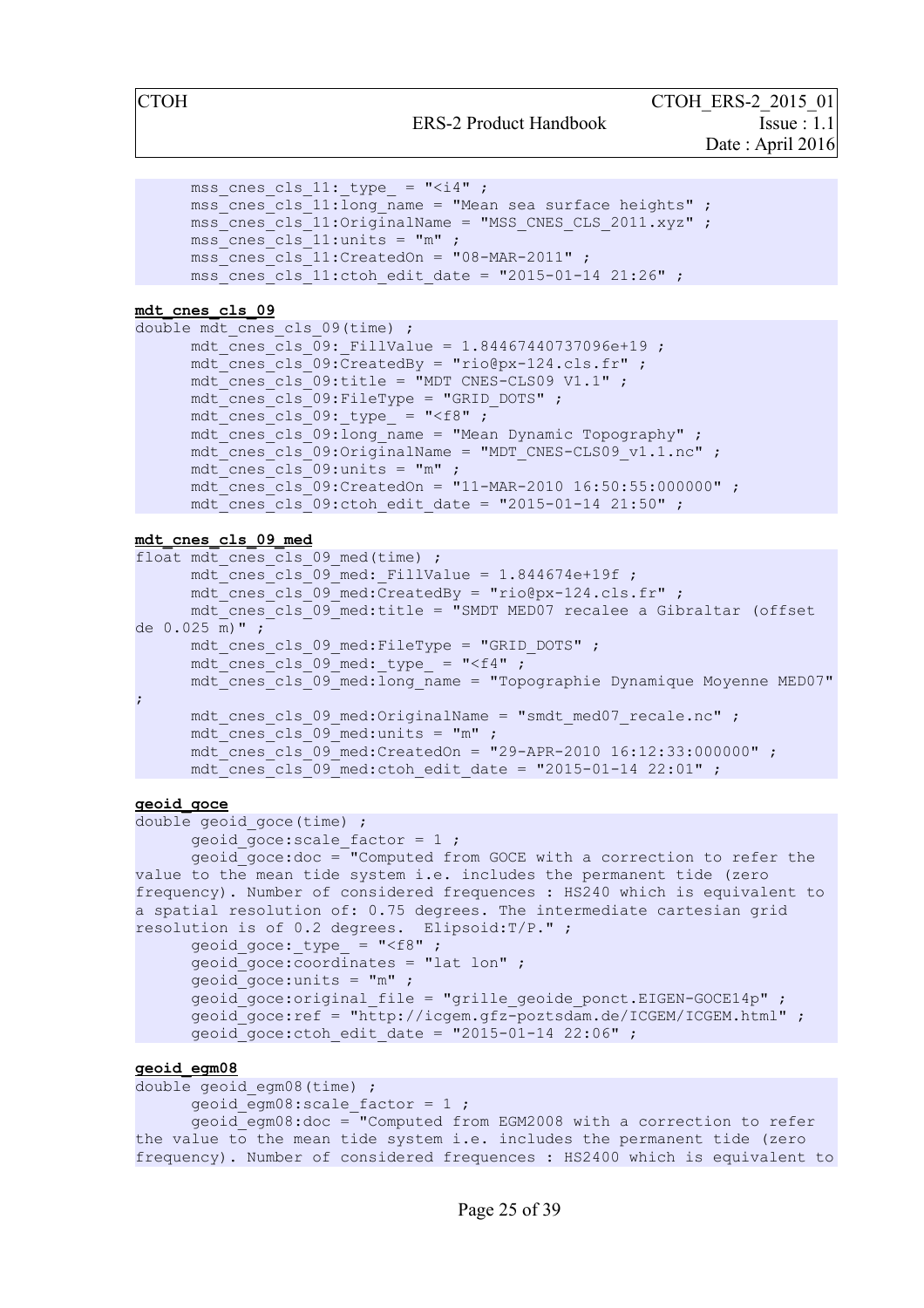```
      mss_cnes_cls_11:_type_ = "<i4" ;
      mss_cnes_cls_11:long_name = "Mean sea surface heights" ;
      mss_cnes_cls_11:OriginalName = "MSS_CNES_CLS_2011.xyz" ;
      mss_cnes_cls_11:units = "m" ;
      mss_cnes_cls_11:CreatedOn = "08-MAR-2011" ;
      mss_cnes_cls_11:ctoh_edit_date = "2015-01-14 21:26" ;
```

**mdt_cnes_cls_09**

```
double mdt_cnes_cls_09(time) ;
      mdt_cnes_cls_09:_FillValue = 1.84467440737096e+19 ;
      mdt_cnes_cls_09:CreatedBy = "rio@px-124.cls.fr" ;
      mdt_cnes_cls_09:title = "MDT CNES-CLS09 V1.1" ;
      mdt_cnes_cls_09:FileType = "GRID_DOTS" ;
      mdt_cnes_cls_09:_type_ = "<f8" ;
      mdt_cnes_cls_09:long_name = "Mean Dynamic Topography" ;
      mdt_cnes_cls_09:OriginalName = "MDT_CNES-CLS09_v1.1.nc" ;
      mdt_cnes_cls_09:units = "m" ;
      mdt_cnes_cls_09:CreatedOn = "11-MAR-2010 16:50:55:000000" ;
      mdt_cnes_cls_09:ctoh_edit_date = "2015-01-14 21:50" ;
```

**mdt_cnes_cls_09_med**

```
float mdt_cnes_cls_09_med(time) ;
      mdt_cnes_cls_09_med:_FillValue = 1.844674e+19f ;
      mdt_cnes_cls_09_med:CreatedBy = "rio@px-124.cls.fr" ;
      mdt_cnes_cls_09_med:title = "SMDT MED07 recalee a Gibraltar (offset
de 0.025 m)" ;
      mdt_cnes_cls_09_med:FileType = "GRID_DOTS" ;
      mdt_cnes_cls_09_med:_type_ = "<f4" ;
      mdt_cnes_cls_09_med:long_name = "Topographie Dynamique Moyenne MED07"
;
      mdt_cnes_cls_09_med:OriginalName = "smdt_med07_recale.nc" ;
      mdt_cnes_cls_09_med:units = "m" ;
      mdt_cnes_cls_09_med:CreatedOn = "29-APR-2010 16:12:33:000000" ;
      mdt_cnes_cls_09_med:ctoh_edit_date = "2015-01-14 22:01" ;
```

**geoid_goce**

```
double geoid_goce(time) ;
      geoid_goce:scale_factor = 1 ;
      geoid_goce:doc = "Computed from GOCE with a correction to refer the
value to the mean tide system i.e. includes the permanent tide (zero
frequency). Number of considered frequences : HS240 which is equivalent to
a spatial resolution of: 0.75 degrees. The intermediate cartesian grid
resolution is of 0.2 degrees.  Elipsoid:T/P." ;
      geoid_goce:_type_ = "<f8" ;
      geoid_goce:coordinates = "lat lon" ;
      geoid_goce:units = "m" ;
      geoid_goce:original_file = "grille_geoide_ponct.EIGEN-GOCE14p" ;
      geoid_goce:ref = "http://icgem.gfz-poztsdam.de/ICGEM/ICGEM.html" ;
      geoid_goce:ctoh_edit_date = "2015-01-14 22:06" ;
```

**geoid_egm08**

```
double geoid_egm08(time) ;
      geoid_egm08:scale_factor = 1 ;
      geoid_egm08:doc = "Computed from EGM2008 with a correction to refer
the value to the mean tide system i.e. includes the permanent tide (zero
frequency). Number of considered frequences : HS2400 which is equivalent to
```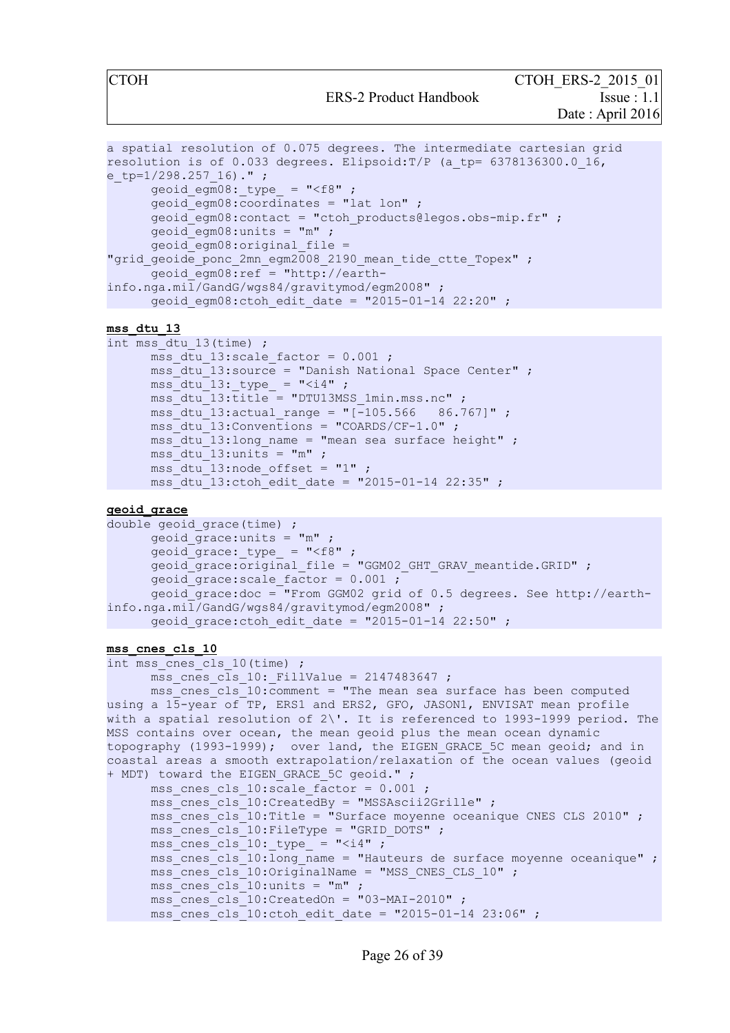```
a spatial resolution of 0.075 degrees. The intermediate cartesian grid
resolution is of 0.033 degrees. Elipsoid:T/P (a_tp= 6378136300.0_16,
e_tp=1/298.257_16)." ;
      geoid_egm08:_type_ = "<f8" ;
      geoid_egm08:coordinates = "lat lon" ;
      geoid_egm08:contact = "ctoh_products@legos.obs-mip.fr" ;
      geoid_egm08:units = "m" ;
      geoid_egm08:original_file =
"grid_geoide_ponc_2mn_egm2008_2190_mean_tide_ctte_Topex" ;
      geoid_egm08:ref = "http://earth-
info.nga.mil/GandG/wgs84/gravitymod/egm2008" ;
      geoid_egm08:ctoh_edit_date = "2015-01-14 22:20" ;
```

**mss_dtu_13**

```
int mss_dtu_13(time) ;
      mss_dtu_13:scale_factor = 0.001 ;
      mss_dtu_13:source = "Danish National Space Center" ;
      mss_dtu_13:_type_ = "<i4" ;
      mss_dtu_13:title = "DTU13MSS_1min.mss.nc" ;
      mss_dtu_13:actual_range = "[-105.566   86.767]" ;
      mss_dtu_13:Conventions = "COARDS/CF-1.0" ;
      mss_dtu_13:long_name = "mean sea surface height" ;
      mss_dtu_13:units = "m" ;
      mss_dtu_13:node_offset = "1" ;
      mss_dtu_13:ctoh_edit_date = "2015-01-14 22:35" ;
```

**geoid_grace**

```
double geoid_grace(time) ;
      geoid_grace:units = "m" ;
      geoid_grace:_type_ = "<f8" ;
      geoid_grace:original_file = "GGM02_GHT_GRAV_meantide.GRID" ;
      geoid_grace:scale_factor = 0.001 ;
      geoid_grace:doc = "From GGM02 grid of 0.5 degrees. See http://earth-
info.nga.mil/GandG/wgs84/gravitymod/egm2008" ;
      geoid_grace:ctoh_edit_date = "2015-01-14 22:50" ;
```

**mss_cnes_cls_10**

```
int mss_cnes_cls_10(time) ;
      mss_cnes_cls_10:_FillValue = 2147483647 ;
      mss_cnes_cls_10:comment = "The mean sea surface has been computed
using a 15-year of TP, ERS1 and ERS2, GFO, JASON1, ENVISAT mean profile
with a spatial resolution of 2\'. It is referenced to 1993-1999 period. The
MSS contains over ocean, the mean geoid plus the mean ocean dynamic
topography (1993-1999);  over land, the EIGEN_GRACE_5C mean geoid; and in
coastal areas a smooth extrapolation/relaxation of the ocean values (geoid
+ MDT) toward the EIGEN_GRACE_5C geoid." ;
      mss_cnes_cls_10:scale_factor = 0.001 ;
      mss_cnes_cls_10:CreatedBy = "MSSAscii2Grille" ;
      mss_cnes_cls_10:Title = "Surface moyenne oceanique CNES CLS 2010" ;
      mss_cnes_cls_10:FileType = "GRID_DOTS" ;
      mss_cnes_cls_10:_type_ = "<i4" ;
      mss_cnes_cls_10:long_name = "Hauteurs de surface moyenne oceanique" ;
      mss_cnes_cls_10:OriginalName = "MSS_CNES_CLS_10" ;
      mss_cnes_cls_10:units = "m" ;
      mss_cnes_cls_10:CreatedOn = "03-MAI-2010" ;
      mss_cnes_cls_10:ctoh_edit_date = "2015-01-14 23:06" ;
```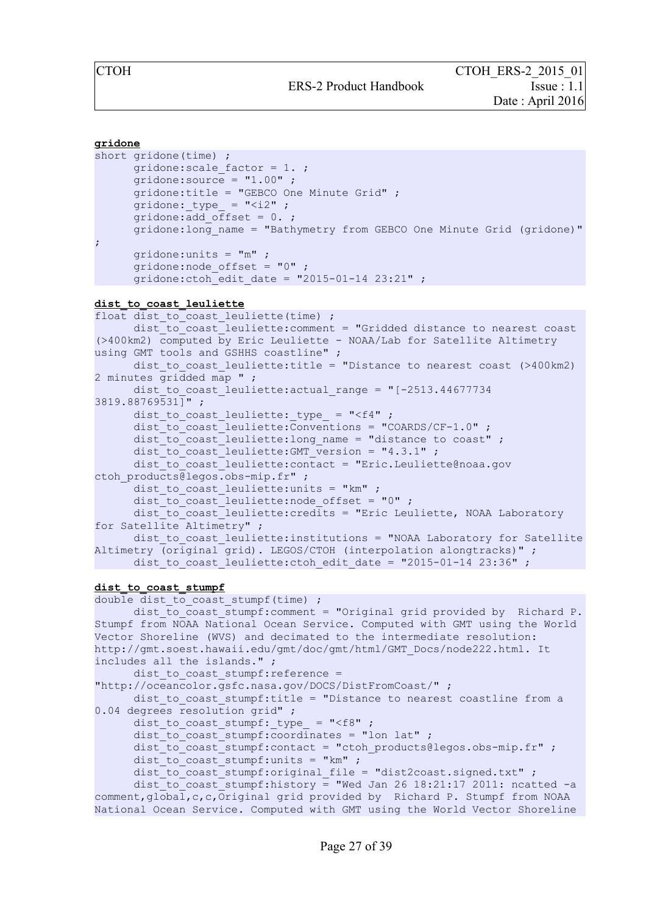**gridone**

```
short gridone(time) ;
      gridone:scale_factor = 1. ;
      gridone:source = "1.00" ;
      gridone:title = "GEBCO One Minute Grid" ;
      gridone:_type_ = "<i2" ;
      gridone:add_offset = 0. ;
      gridone:long_name = "Bathymetry from GEBCO One Minute Grid (gridone)"
;
      gridone:units = "m" ;
      gridone:node_offset = "0" ;
      gridone:ctoh_edit_date = "2015-01-14 23:21" ;
```

**dist_to_coast_leuliette**

```
float dist_to_coast_leuliette(time) ;
      dist_to_coast_leuliette:comment = "Gridded distance to nearest coast
(>400km2) computed by Eric Leuliette - NOAA/Lab for Satellite Altimetry
using GMT tools and GSHHS coastline" ;
      dist_to_coast_leuliette:title = "Distance to nearest coast (>400km2)
2 minutes gridded map " ;
      dist_to_coast_leuliette:actual_range = "[-2513.44677734
3819.88769531]" ;
      dist_to_coast_leuliette:_type_ = "<f4" ;
      dist_to_coast_leuliette:Conventions = "COARDS/CF-1.0" ;
      dist_to_coast_leuliette:long_name = "distance to coast" ;
      dist_to_coast_leuliette:GMT_version = "4.3.1" ;
      dist_to_coast_leuliette:contact = "Eric.Leuliette@noaa.gov
ctoh_products@legos.obs-mip.fr" ;
      dist_to_coast_leuliette:units = "km" ;
      dist_to_coast_leuliette:node_offset = "0" ;
      dist_to_coast_leuliette:credits = "Eric Leuliette, NOAA Laboratory
for Satellite Altimetry" ;
      dist_to_coast_leuliette:institutions = "NOAA Laboratory for Satellite
Altimetry (original grid). LEGOS/CTOH (interpolation alongtracks)" ;
      dist_to_coast_leuliette:ctoh_edit_date = "2015-01-14 23:36" ;
```

**dist_to_coast_stumpf**

```
double dist_to_coast_stumpf(time) ;
      dist_to_coast_stumpf:comment = "Original grid provided by  Richard P.
Stumpf from NOAA National Ocean Service. Computed with GMT using the World
Vector Shoreline (WVS) and decimated to the intermediate resolution:
http://gmt.soest.hawaii.edu/gmt/doc/gmt/html/GMT_Docs/node222.html. It
includes all the islands." ;
      dist_to_coast_stumpf:reference =
"http://oceancolor.gsfc.nasa.gov/DOCS/DistFromCoast/" ;
      dist_to_coast_stumpf:title = "Distance to nearest coastline from a
0.04 degrees resolution grid" ;
      dist_to_coast_stumpf:_type_ = "<f8" ;
      dist_to_coast_stumpf:coordinates = "lon lat" ;
      dist_to_coast_stumpf:contact = "ctoh_products@legos.obs-mip.fr" ;
      dist_to_coast_stumpf:units = "km" ;
      dist_to_coast_stumpf:original_file = "dist2coast.signed.txt" ;
      dist_to_coast_stumpf:history = "Wed Jan 26 18:21:17 2011: ncatted -a
comment,global,c,c,Original grid provided by  Richard P. Stumpf from NOAA
National Ocean Service. Computed with GMT using the World Vector Shoreline
```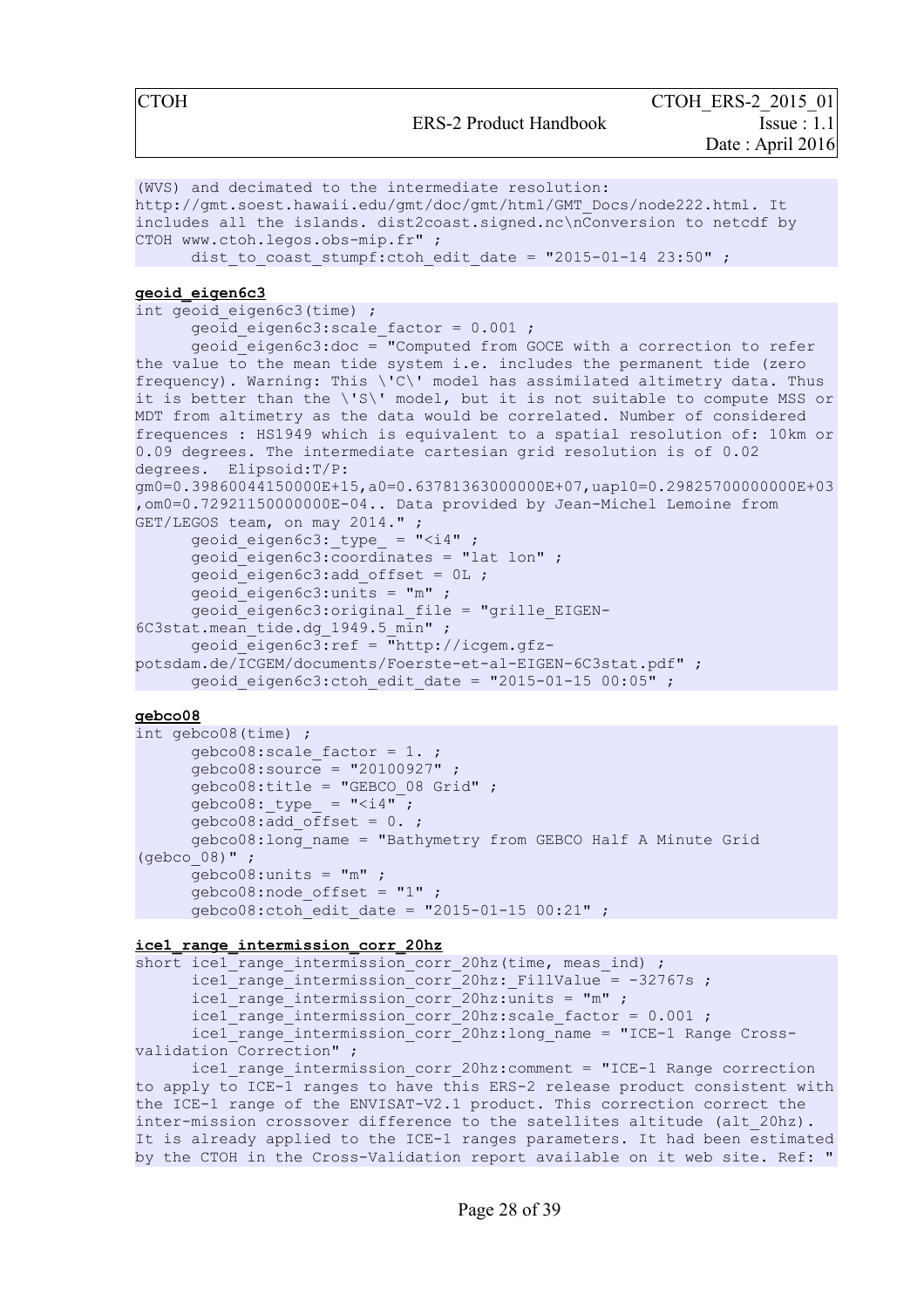```
(WVS) and decimated to the intermediate resolution: 
http://gmt.soest.hawaii.edu/gmt/doc/gmt/html/GMT_Docs/node222.html. It 
includes all the islands. dist2coast.signed.nc\nConversion to netcdf by 
CTOH www.ctoh.legos.obs-mip.fr" ;
      dist_to_coast_stumpf:ctoh_edit_date = "2015-01-14 23:50" ;
```

**geoid_eigen6c3**

```
int geoid_eigen6c3(time) ;
      geoid_eigen6c3:scale_factor = 0.001 ;
      geoid_eigen6c3:doc = "Computed from GOCE with a correction to refer 
the value to the mean tide system i.e. includes the permanent tide (zero 
frequency). Warning: This \'C\' model has assimilated altimetry data. Thus 
it is better than the \'S\' model, but it is not suitable to compute MSS or 
MDT from altimetry as the data would be correlated. Number of considered 
frequences : HS1949 which is equivalent to a spatial resolution of: 10km or 
0.09 degrees. The intermediate cartesian grid resolution is of 0.02 
degrees.  Elipsoid:T/P: 
gm0=0.39860044150000E+15,a0=0.63781363000000E+07,uapl0=0.29825700000000E+03
,om0=0.72921150000000E-04.. Data provided by Jean-Michel Lemoine from 
GET/LEGOS team, on may 2014." ;
      geoid_eigen6c3:_type_ = "<i4" ;
      geoid_eigen6c3:coordinates = "lat lon" ;
      geoid_eigen6c3:add_offset = 0L ;
      geoid_eigen6c3:units = "m" ;
      geoid_eigen6c3:original_file = "grille_EIGEN-
6C3stat.mean_tide.dg_1949.5_min" ;
      geoid_eigen6c3:ref = "http://icgem.gfz-
potsdam.de/ICGEM/documents/Foerste-et-al-EIGEN-6C3stat.pdf" ;
      geoid_eigen6c3:ctoh_edit_date = "2015-01-15 00:05" ;
```

**gebco08**

```
int gebco08(time) ;
      gebco08:scale_factor = 1. ;
      gebco08:source = "20100927" ;
      gebco08:title = "GEBCO_08 Grid" ;
      gebco08:_type_ = "<i4" ;
      gebco08:add_offset = 0. ;
      gebco08:long_name = "Bathymetry from GEBCO Half A Minute Grid 
(gebco_08)" ;
      gebco08:units = "m" ;
      gebco08:node_offset = "1" ;
      gebco08:ctoh_edit_date = "2015-01-15 00:21" ;
```

**ice1_range_intermission_corr_20hz**

```
short ice1_range_intermission_corr_20hz(time, meas_ind) ;
      ice1_range_intermission_corr_20hz:_FillValue = -32767s ;
      ice1_range_intermission_corr_20hz:units = "m" ;
      ice1_range_intermission_corr_20hz:scale_factor = 0.001 ;
      ice1_range_intermission_corr_20hz:long_name = "ICE-1 Range Cross-
validation Correction" ;
      ice1_range_intermission_corr_20hz:comment = "ICE-1 Range correction 
to apply to ICE-1 ranges to have this ERS-2 release product consistent with 
the ICE-1 range of the ENVISAT-V2.1 product. This correction correct the 
inter-mission crossover difference to the satellites altitude (alt_20hz). 
It is already applied to the ICE-1 ranges parameters. It had been estimated 
by the CTOH in the Cross-Validation report available on it web site. Ref: "
```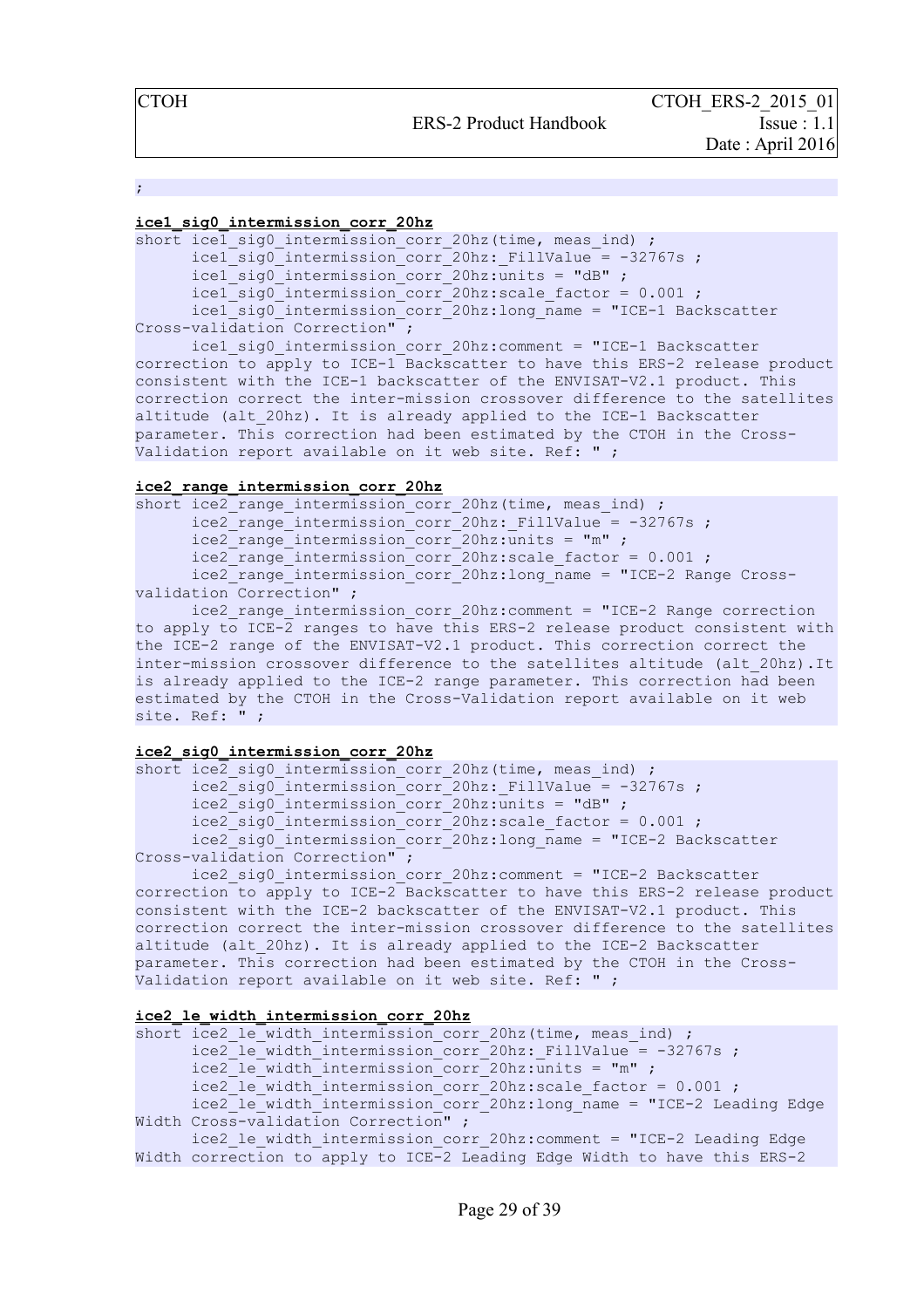```
;
```

**ice1_sig0_intermission_corr_20hz**

```
short ice1_sig0_intermission_corr_20hz(time, meas_ind) ;
      ice1_sig0_intermission_corr_20hz:_FillValue = -32767s ;
      ice1_sig0_intermission_corr_20hz:units = "dB" ;
      ice1_sig0_intermission_corr_20hz:scale_factor = 0.001 ;
      ice1_sig0_intermission_corr_20hz:long_name = "ICE-1 Backscatter
Cross-validation Correction" ;
      ice1_sig0_intermission_corr_20hz:comment = "ICE-1 Backscatter
correction to apply to ICE-1 Backscatter to have this ERS-2 release product
consistent with the ICE-1 backscatter of the ENVISAT-V2.1 product. This
correction correct the inter-mission crossover difference to the satellites
altitude (alt_20hz). It is already applied to the ICE-1 Backscatter
parameter. This correction had been estimated by the CTOH in the Cross-
Validation report available on it web site. Ref: " ;
```

**ice2_range_intermission_corr_20hz**

```
short ice2_range_intermission_corr_20hz(time, meas_ind) ;
      ice2_range_intermission_corr_20hz:_FillValue = -32767s ;
      ice2_range_intermission_corr_20hz:units = "m" ;
      ice2_range_intermission_corr_20hz:scale_factor = 0.001 ;
      ice2_range_intermission_corr_20hz:long_name = "ICE-2 Range Cross-
validation Correction" ;
      ice2_range_intermission_corr_20hz:comment = "ICE-2 Range correction
to apply to ICE-2 ranges to have this ERS-2 release product consistent with
the ICE-2 range of the ENVISAT-V2.1 product. This correction correct the
inter-mission crossover difference to the satellites altitude (alt_20hz).It
is already applied to the ICE-2 range parameter. This correction had been
estimated by the CTOH in the Cross-Validation report available on it web
site. Ref: " ;
```

**ice2_sig0_intermission_corr_20hz**

```
short ice2_sig0_intermission_corr_20hz(time, meas_ind) ;
      ice2_sig0_intermission_corr_20hz:_FillValue = -32767s ;
      ice2_sig0_intermission_corr_20hz:units = "dB" ;
      ice2_sig0_intermission_corr_20hz:scale_factor = 0.001 ;
      ice2_sig0_intermission_corr_20hz:long_name = "ICE-2 Backscatter
Cross-validation Correction" ;
      ice2_sig0_intermission_corr_20hz:comment = "ICE-2 Backscatter
correction to apply to ICE-2 Backscatter to have this ERS-2 release product
consistent with the ICE-2 backscatter of the ENVISAT-V2.1 product. This
correction correct the inter-mission crossover difference to the satellites
altitude (alt_20hz). It is already applied to the ICE-2 Backscatter
parameter. This correction had been estimated by the CTOH in the Cross-
Validation report available on it web site. Ref: " ;
```

**ice2_le_width_intermission_corr_20hz**

```
short ice2_le_width_intermission_corr_20hz(time, meas_ind) ;
      ice2_le_width_intermission_corr_20hz:_FillValue = -32767s ;
      ice2_le_width_intermission_corr_20hz:units = "m" ;
      ice2_le_width_intermission_corr_20hz:scale_factor = 0.001 ;
      ice2_le_width_intermission_corr_20hz:long_name = "ICE-2 Leading Edge
Width Cross-validation Correction" ;
      ice2_le_width_intermission_corr_20hz:comment = "ICE-2 Leading Edge
Width correction to apply to ICE-2 Leading Edge Width to have this ERS-2
```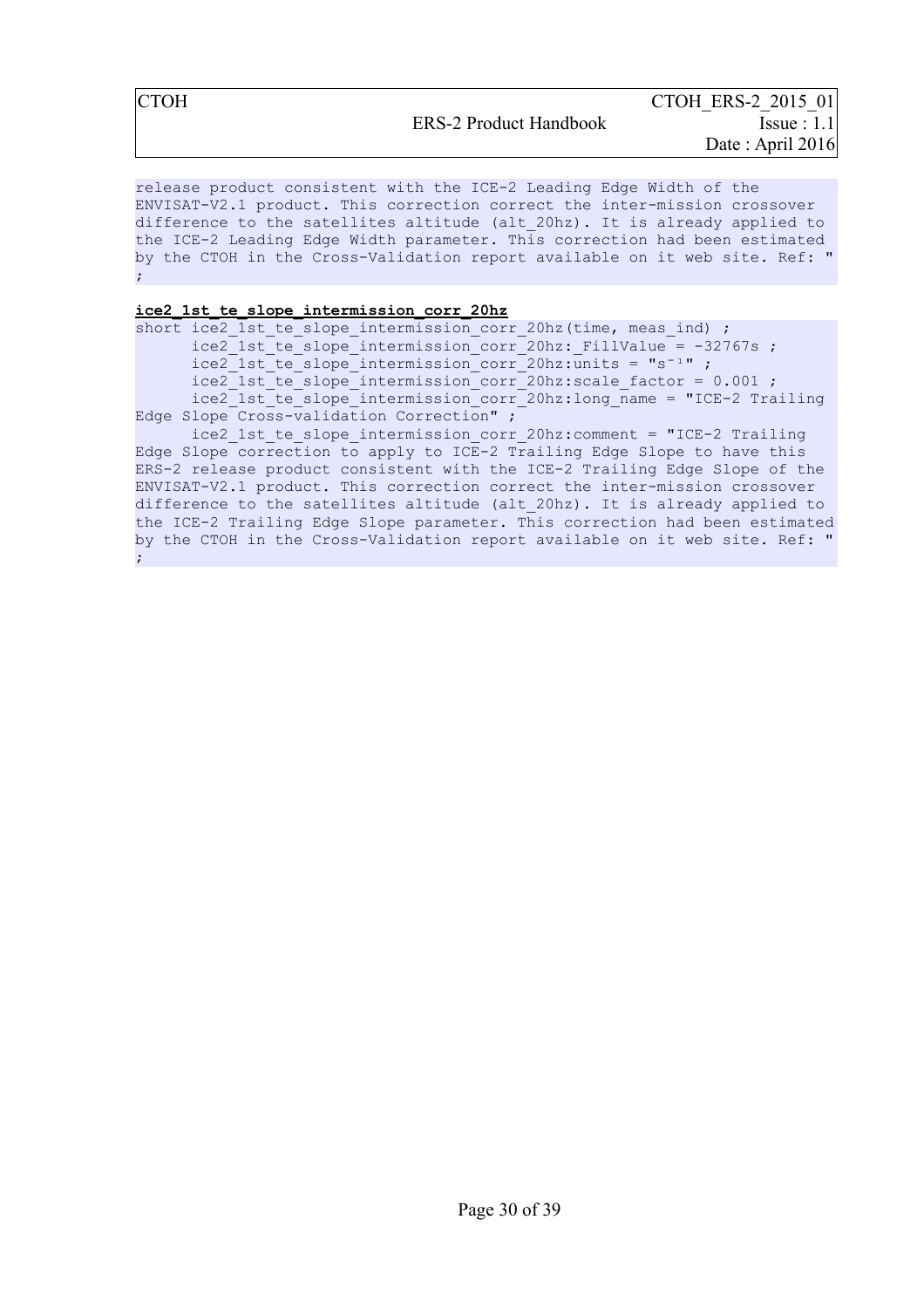```
release product consistent with the ICE-2 Leading Edge Width of the
ENVISAT-V2.1 product. This correction correct the inter-mission crossover
difference to the satellites altitude (alt_20hz). It is already applied to
the ICE-2 Leading Edge Width parameter. This correction had been estimated
by the CTOH in the Cross-Validation report available on it web site. Ref: "
;
```

**ice2_1st_te_slope_intermission_corr_20hz**

```
short ice2_1st_te_slope_intermission_corr_20hz(time, meas_ind) ;
      ice2_1st_te_slope_intermission_corr_20hz:_FillValue = -32767s ;
      ice2_1st_te_slope_intermission_corr_20hz:units = "s⁻¹" ;
      ice2_1st_te_slope_intermission_corr_20hz:scale_factor = 0.001 ;
      ice2_1st_te_slope_intermission_corr_20hz:long_name = "ICE-2 Trailing
Edge Slope Cross-validation Correction" ;
      ice2_1st_te_slope_intermission_corr_20hz:comment = "ICE-2 Trailing
Edge Slope correction to apply to ICE-2 Trailing Edge Slope to have this
ERS-2 release product consistent with the ICE-2 Trailing Edge Slope of the
ENVISAT-V2.1 product. This correction correct the inter-mission crossover
difference to the satellites altitude (alt_20hz). It is already applied to
the ICE-2 Trailing Edge Slope parameter. This correction had been estimated
by the CTOH in the Cross-Validation report available on it web site. Ref: "
;
```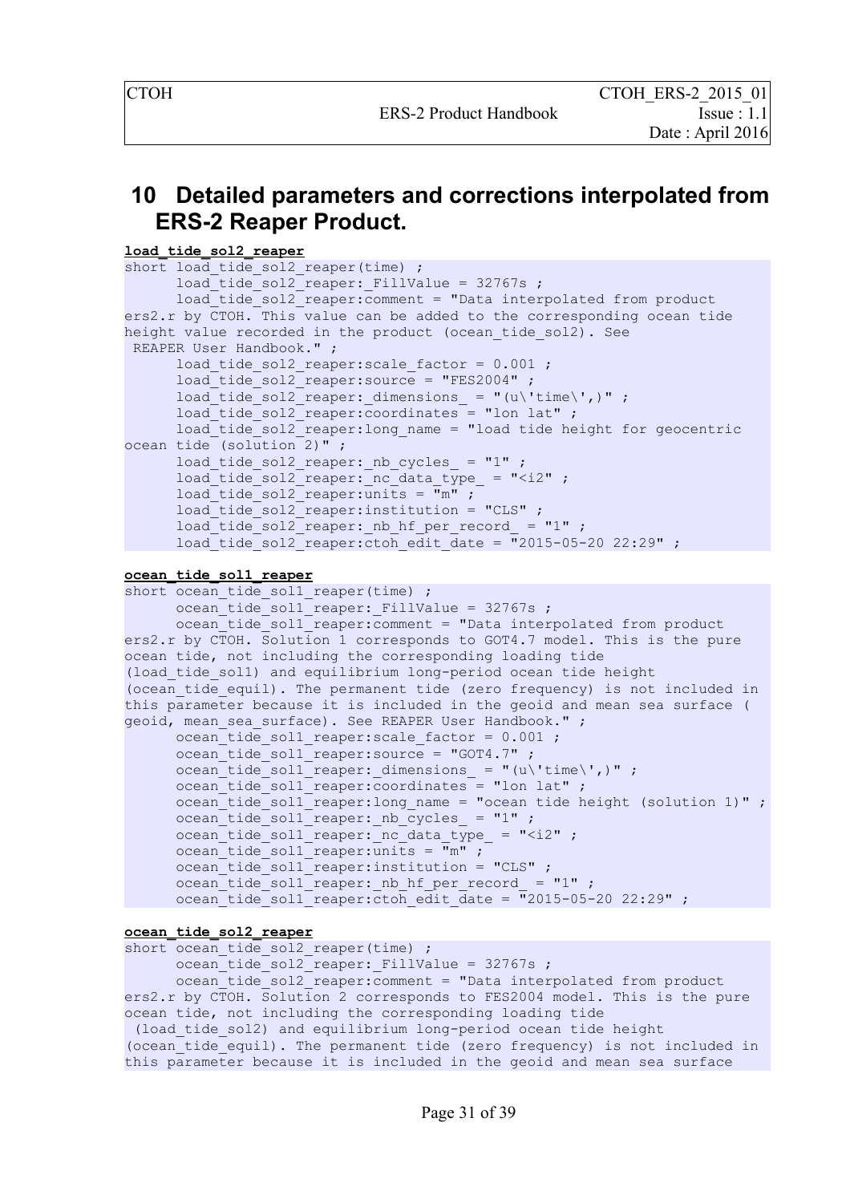# 10 Detailed parameters and corrections interpolated from ERS-2 Reaper Product.

**load_tide_sol2_reaper**

```
short load_tide_sol2_reaper(time) ;
      load_tide_sol2_reaper:_FillValue = 32767s ;
      load_tide_sol2_reaper:comment = "Data interpolated from product
ers2.r by CTOH. This value can be added to the corresponding ocean tide
height value recorded in the product (ocean_tide_sol2). See
 REAPER User Handbook." ;
      load_tide_sol2_reaper:scale_factor = 0.001 ;
      load_tide_sol2_reaper:source = "FES2004" ;
      load_tide_sol2_reaper:_dimensions_ = "(u\'time\',)" ;
      load_tide_sol2_reaper:coordinates = "lon lat" ;
      load_tide_sol2_reaper:long_name = "load tide height for geocentric
ocean tide (solution 2)" ;
      load_tide_sol2_reaper:_nb_cycles_ = "1" ;
      load_tide_sol2_reaper:_nc_data_type_ = "<i2" ;
      load_tide_sol2_reaper:units = "m" ;
      load_tide_sol2_reaper:institution = "CLS" ;
      load_tide_sol2_reaper:_nb_hf_per_record_ = "1" ;
      load_tide_sol2_reaper:ctoh_edit_date = "2015-05-20 22:29" ;
```

**ocean_tide_sol1_reaper**

```
short ocean_tide_sol1_reaper(time) ;
      ocean_tide_sol1_reaper:_FillValue = 32767s ;
      ocean_tide_sol1_reaper:comment = "Data interpolated from product
ers2.r by CTOH. Solution 1 corresponds to GOT4.7 model. This is the pure
ocean tide, not including the corresponding loading tide
(load_tide_sol1) and equilibrium long-period ocean tide height
(ocean_tide_equil). The permanent tide (zero frequency) is not included in
this parameter because it is included in the geoid and mean sea surface (
geoid, mean_sea_surface). See REAPER User Handbook." ;
      ocean_tide_sol1_reaper:scale_factor = 0.001 ;
      ocean_tide_sol1_reaper:source = "GOT4.7" ;
      ocean_tide_sol1_reaper:_dimensions_ = "(u\'time\',)" ;
      ocean_tide_sol1_reaper:coordinates = "lon lat" ;
      ocean_tide_sol1_reaper:long_name = "ocean tide height (solution 1)" ;
      ocean_tide_sol1_reaper:_nb_cycles_ = "1" ;
      ocean_tide_sol1_reaper:_nc_data_type_ = "<i2" ;
      ocean_tide_sol1_reaper:units = "m" ;
      ocean_tide_sol1_reaper:institution = "CLS" ;
      ocean_tide_sol1_reaper:_nb_hf_per_record_ = "1" ;
      ocean_tide_sol1_reaper:ctoh_edit_date = "2015-05-20 22:29" ;
```

**ocean_tide_sol2_reaper**

```
short ocean_tide_sol2_reaper(time) ;
      ocean_tide_sol2_reaper:_FillValue = 32767s ;
      ocean_tide_sol2_reaper:comment = "Data interpolated from product
ers2.r by CTOH. Solution 2 corresponds to FES2004 model. This is the pure
ocean tide, not including the corresponding loading tide
 (load_tide_sol2) and equilibrium long-period ocean tide height
(ocean_tide_equil). The permanent tide (zero frequency) is not included in
this parameter because it is included in the geoid and mean sea surface
```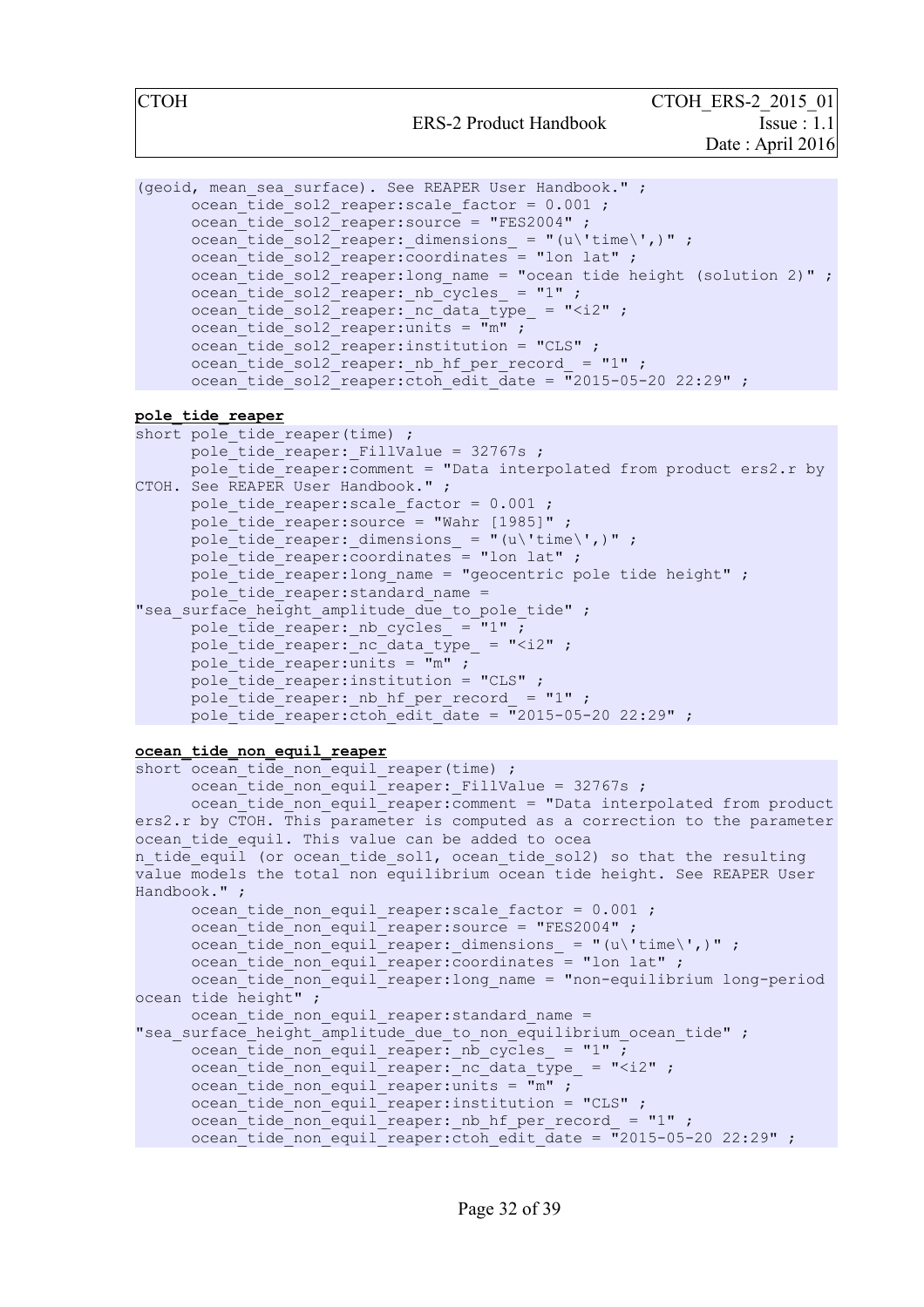```
(geoid, mean_sea_surface). See REAPER User Handbook." ;
      ocean_tide_sol2_reaper:scale_factor = 0.001 ;
      ocean_tide_sol2_reaper:source = "FES2004" ;
      ocean_tide_sol2_reaper:_dimensions_ = "(u\'time\',)" ;
      ocean_tide_sol2_reaper:coordinates = "lon lat" ;
      ocean_tide_sol2_reaper:long_name = "ocean tide height (solution 2)" ;
      ocean_tide_sol2_reaper:_nb_cycles_ = "1" ;
      ocean_tide_sol2_reaper:_nc_data_type_ = "<i2" ;
      ocean_tide_sol2_reaper:units = "m" ;
      ocean_tide_sol2_reaper:institution = "CLS" ;
      ocean_tide_sol2_reaper:_nb_hf_per_record_ = "1" ;
      ocean_tide_sol2_reaper:ctoh_edit_date = "2015-05-20 22:29" ;
```

**pole_tide_reaper**

```
short pole_tide_reaper(time) ;
      pole_tide_reaper:_FillValue = 32767s ;
      pole_tide_reaper:comment = "Data interpolated from product ers2.r by
CTOH. See REAPER User Handbook." ;
      pole_tide_reaper:scale_factor = 0.001 ;
      pole_tide_reaper:source = "Wahr [1985]" ;
      pole_tide_reaper:_dimensions_ = "(u\'time\',)" ;
      pole_tide_reaper:coordinates = "lon lat" ;
      pole_tide_reaper:long_name = "geocentric pole tide height" ;
      pole_tide_reaper:standard_name =
"sea_surface_height_amplitude_due_to_pole_tide" ;
      pole_tide_reaper:_nb_cycles_ = "1" ;
      pole_tide_reaper:_nc_data_type_ = "<i2" ;
      pole_tide_reaper:units = "m" ;
      pole_tide_reaper:institution = "CLS" ;
      pole_tide_reaper:_nb_hf_per_record_ = "1" ;
      pole_tide_reaper:ctoh_edit_date = "2015-05-20 22:29" ;
```

**ocean_tide_non_equil_reaper**

```
short ocean_tide_non_equil_reaper(time) ;
      ocean_tide_non_equil_reaper:_FillValue = 32767s ;
      ocean_tide_non_equil_reaper:comment = "Data interpolated from product
ers2.r by CTOH. This parameter is computed as a correction to the parameter
ocean_tide_equil. This value can be added to ocea
n_tide_equil (or ocean_tide_sol1, ocean_tide_sol2) so that the resulting
value models the total non equilibrium ocean tide height. See REAPER User
Handbook." ;
      ocean_tide_non_equil_reaper:scale_factor = 0.001 ;
      ocean_tide_non_equil_reaper:source = "FES2004" ;
      ocean_tide_non_equil_reaper:_dimensions_ = "(u\'time\',)" ;
      ocean_tide_non_equil_reaper:coordinates = "lon lat" ;
      ocean_tide_non_equil_reaper:long_name = "non-equilibrium long-period
ocean tide height" ;
      ocean_tide_non_equil_reaper:standard_name =
"sea_surface_height_amplitude_due_to_non_equilibrium_ocean_tide" ;
      ocean_tide_non_equil_reaper:_nb_cycles_ = "1" ;
      ocean_tide_non_equil_reaper:_nc_data_type_ = "<i2" ;
      ocean_tide_non_equil_reaper:units = "m" ;
      ocean_tide_non_equil_reaper:institution = "CLS" ;
      ocean_tide_non_equil_reaper:_nb_hf_per_record_ = "1" ;
      ocean_tide_non_equil_reaper:ctoh_edit_date = "2015-05-20 22:29" ;
```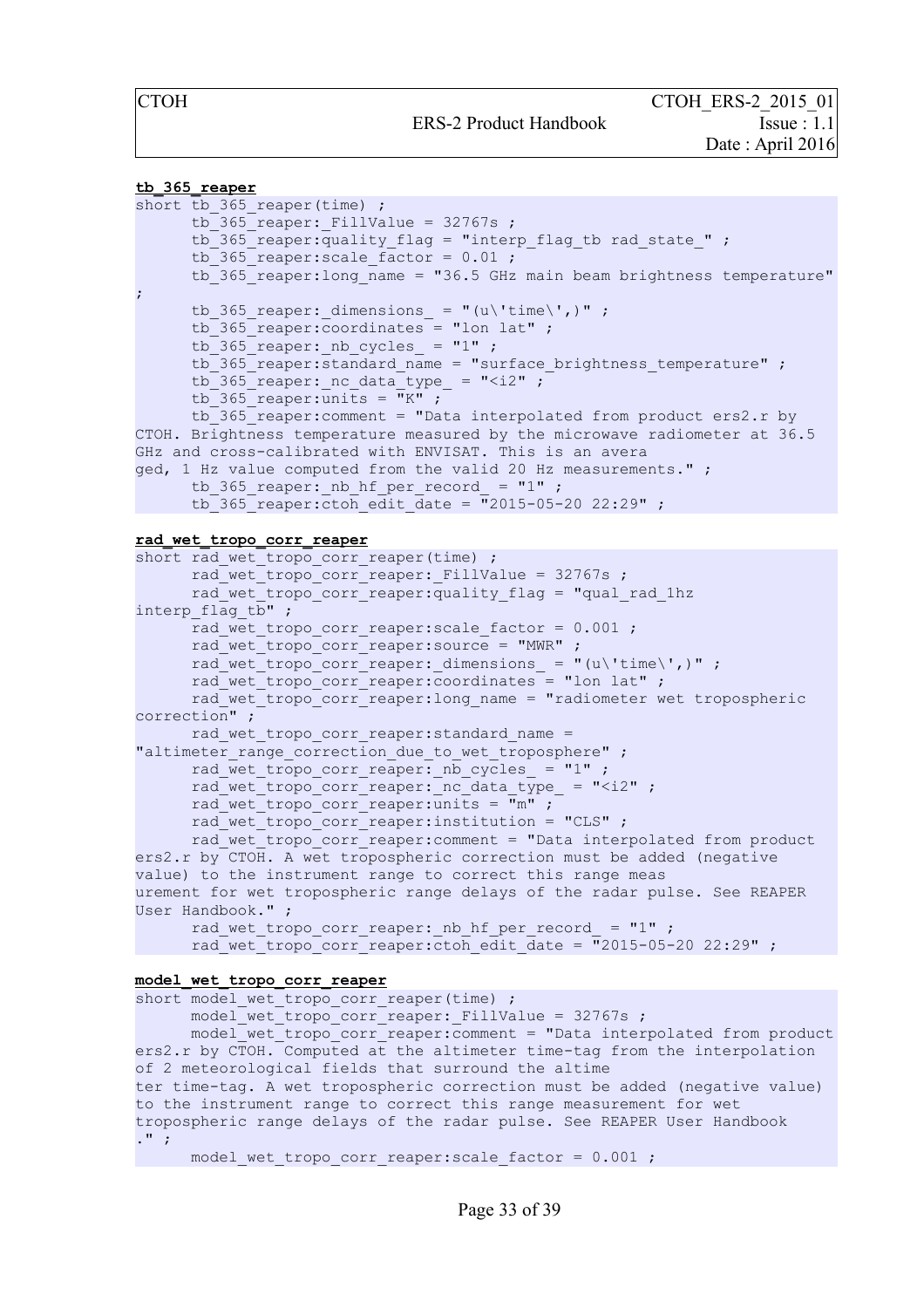**tb_365_reaper**

```
short tb_365_reaper(time) ;
      tb_365_reaper:_FillValue = 32767s ;
      tb_365_reaper:quality_flag = "interp_flag_tb rad_state_" ;
      tb_365_reaper:scale_factor = 0.01 ;
      tb_365_reaper:long_name = "36.5 GHz main beam brightness temperature"
;
      tb_365_reaper:_dimensions_ = "(u\'time\',)" ;
      tb_365_reaper:coordinates = "lon lat" ;
      tb_365_reaper:_nb_cycles_ = "1" ;
      tb_365_reaper:standard_name = "surface_brightness_temperature" ;
      tb_365_reaper:_nc_data_type_ = "<i2" ;
      tb_365_reaper:units = "K" ;
      tb_365_reaper:comment = "Data interpolated from product ers2.r by
CTOH. Brightness temperature measured by the microwave radiometer at 36.5
GHz and cross-calibrated with ENVISAT. This is an avera
ged, 1 Hz value computed from the valid 20 Hz measurements." ;
      tb_365_reaper:_nb_hf_per_record_ = "1" ;
      tb_365_reaper:ctoh_edit_date = "2015-05-20 22:29" ;
```

**rad_wet_tropo_corr_reaper**

```
short rad_wet_tropo_corr_reaper(time) ;
      rad_wet_tropo_corr_reaper:_FillValue = 32767s ;
      rad_wet_tropo_corr_reaper:quality_flag = "qual_rad_1hz
interp_flag_tb" ;
      rad_wet_tropo_corr_reaper:scale_factor = 0.001 ;
      rad_wet_tropo_corr_reaper:source = "MWR" ;
      rad_wet_tropo_corr_reaper:_dimensions_ = "(u\'time\',)" ;
      rad_wet_tropo_corr_reaper:coordinates = "lon lat" ;
      rad_wet_tropo_corr_reaper:long_name = "radiometer wet tropospheric
correction" ;
      rad_wet_tropo_corr_reaper:standard_name =
"altimeter_range_correction_due_to_wet_troposphere" ;
      rad_wet_tropo_corr_reaper:_nb_cycles_ = "1" ;
      rad_wet_tropo_corr_reaper:_nc_data_type_ = "<i2" ;
      rad_wet_tropo_corr_reaper:units = "m" ;
      rad_wet_tropo_corr_reaper:institution = "CLS" ;
      rad_wet_tropo_corr_reaper:comment = "Data interpolated from product
ers2.r by CTOH. A wet tropospheric correction must be added (negative
value) to the instrument range to correct this range meas
urement for wet tropospheric range delays of the radar pulse. See REAPER
User Handbook." ;
      rad_wet_tropo_corr_reaper:_nb_hf_per_record_ = "1" ;
      rad_wet_tropo_corr_reaper:ctoh_edit_date = "2015-05-20 22:29" ;
```

**model_wet_tropo_corr_reaper**

```
short model_wet_tropo_corr_reaper(time) ;
      model_wet_tropo_corr_reaper:_FillValue = 32767s ;
      model_wet_tropo_corr_reaper:comment = "Data interpolated from product
ers2.r by CTOH. Computed at the altimeter time-tag from the interpolation
of 2 meteorological fields that surround the altime
ter time-tag. A wet tropospheric correction must be added (negative value)
to the instrument range to correct this range measurement for wet
tropospheric range delays of the radar pulse. See REAPER User Handbook
." ;
      model_wet_tropo_corr_reaper:scale_factor = 0.001 ;
```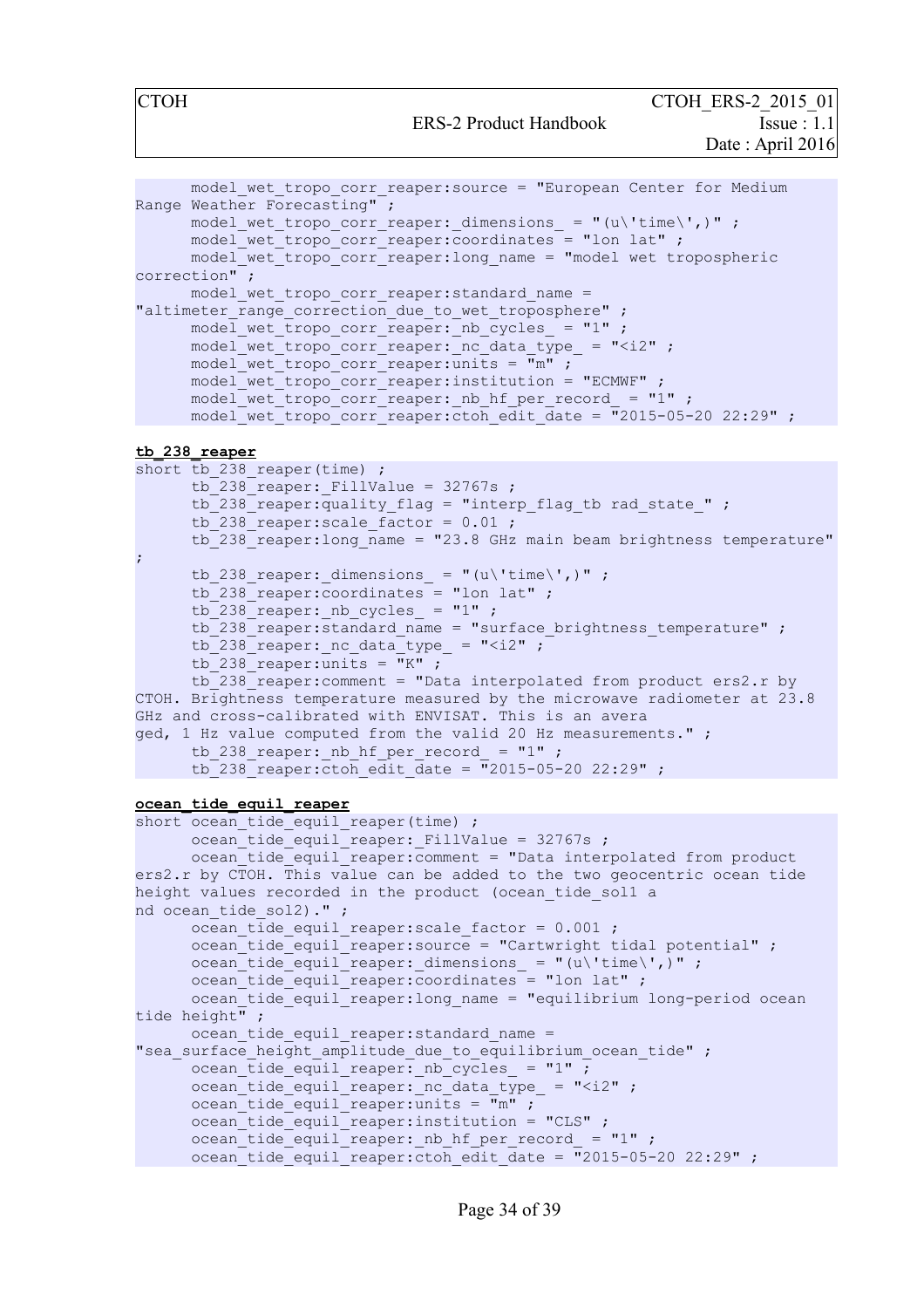```
      model_wet_tropo_corr_reaper:source = "European Center for Medium
Range Weather Forecasting" ;
      model_wet_tropo_corr_reaper:_dimensions_ = "(u\'time\',)" ;
      model_wet_tropo_corr_reaper:coordinates = "lon lat" ;
      model_wet_tropo_corr_reaper:long_name = "model wet tropospheric
correction" ;
      model_wet_tropo_corr_reaper:standard_name =
"altimeter_range_correction_due_to_wet_troposphere" ;
      model_wet_tropo_corr_reaper:_nb_cycles_ = "1" ;
      model_wet_tropo_corr_reaper:_nc_data_type_ = "<i2" ;
      model_wet_tropo_corr_reaper:units = "m" ;
      model_wet_tropo_corr_reaper:institution = "ECMWF" ;
      model_wet_tropo_corr_reaper:_nb_hf_per_record_ = "1" ;
      model_wet_tropo_corr_reaper:ctoh_edit_date = "2015-05-20 22:29" ;
```

**tb_238_reaper**

```
short tb_238_reaper(time) ;
      tb_238_reaper:_FillValue = 32767s ;
      tb_238_reaper:quality_flag = "interp_flag_tb rad_state_" ;
      tb_238_reaper:scale_factor = 0.01 ;
      tb_238_reaper:long_name = "23.8 GHz main beam brightness temperature"
;
      tb_238_reaper:_dimensions_ = "(u\'time\',)" ;
      tb_238_reaper:coordinates = "lon lat" ;
      tb_238_reaper:_nb_cycles_ = "1" ;
      tb_238_reaper:standard_name = "surface_brightness_temperature" ;
      tb_238_reaper:_nc_data_type_ = "<i2" ;
      tb_238_reaper:units = "K" ;
      tb_238_reaper:comment = "Data interpolated from product ers2.r by
CTOH. Brightness temperature measured by the microwave radiometer at 23.8
GHz and cross-calibrated with ENVISAT. This is an avera
ged, 1 Hz value computed from the valid 20 Hz measurements." ;
      tb_238_reaper:_nb_hf_per_record_ = "1" ;
      tb_238_reaper:ctoh_edit_date = "2015-05-20 22:29" ;
```

**ocean_tide_equil_reaper**

```
short ocean_tide_equil_reaper(time) ;
      ocean_tide_equil_reaper:_FillValue = 32767s ;
      ocean_tide_equil_reaper:comment = "Data interpolated from product
ers2.r by CTOH. This value can be added to the two geocentric ocean tide
height values recorded in the product (ocean_tide_sol1 a
nd ocean_tide_sol2)." ;
      ocean_tide_equil_reaper:scale_factor = 0.001 ;
      ocean_tide_equil_reaper:source = "Cartwright tidal potential" ;
      ocean_tide_equil_reaper:_dimensions_ = "(u\'time\',)" ;
      ocean_tide_equil_reaper:coordinates = "lon lat" ;
      ocean_tide_equil_reaper:long_name = "equilibrium long-period ocean
tide height" ;
      ocean_tide_equil_reaper:standard_name =
"sea_surface_height_amplitude_due_to_equilibrium_ocean_tide" ;
      ocean_tide_equil_reaper:_nb_cycles_ = "1" ;
      ocean_tide_equil_reaper:_nc_data_type_ = "<i2" ;
      ocean_tide_equil_reaper:units = "m" ;
      ocean_tide_equil_reaper:institution = "CLS" ;
      ocean_tide_equil_reaper:_nb_hf_per_record_ = "1" ;
      ocean_tide_equil_reaper:ctoh_edit_date = "2015-05-20 22:29" ;
```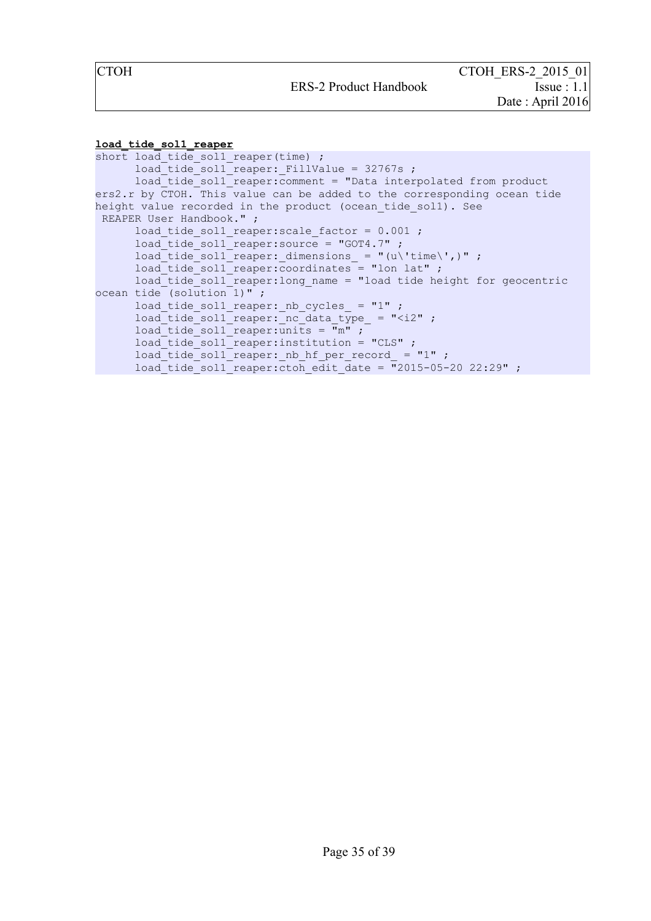**load_tide_sol1_reaper**

```
short load_tide_sol1_reaper(time) ;
      load_tide_sol1_reaper:_FillValue = 32767s ;
      load_tide_sol1_reaper:comment = "Data interpolated from product
ers2.r by CTOH. This value can be added to the corresponding ocean tide
height value recorded in the product (ocean_tide_sol1). See
 REAPER User Handbook." ;
      load_tide_sol1_reaper:scale_factor = 0.001 ;
      load_tide_sol1_reaper:source = "GOT4.7" ;
      load_tide_sol1_reaper:_dimensions_ = "(u\'time\',)" ;
      load_tide_sol1_reaper:coordinates = "lon lat" ;
      load_tide_sol1_reaper:long_name = "load tide height for geocentric
ocean tide (solution 1)" ;
      load_tide_sol1_reaper:_nb_cycles_ = "1" ;
      load_tide_sol1_reaper:_nc_data_type_ = "<i2" ;
      load_tide_sol1_reaper:units = "m" ;
      load_tide_sol1_reaper:institution = "CLS" ;
      load_tide_sol1_reaper:_nb_hf_per_record_ = "1" ;
      load_tide_sol1_reaper:ctoh_edit_date = "2015-05-20 22:29" ;
```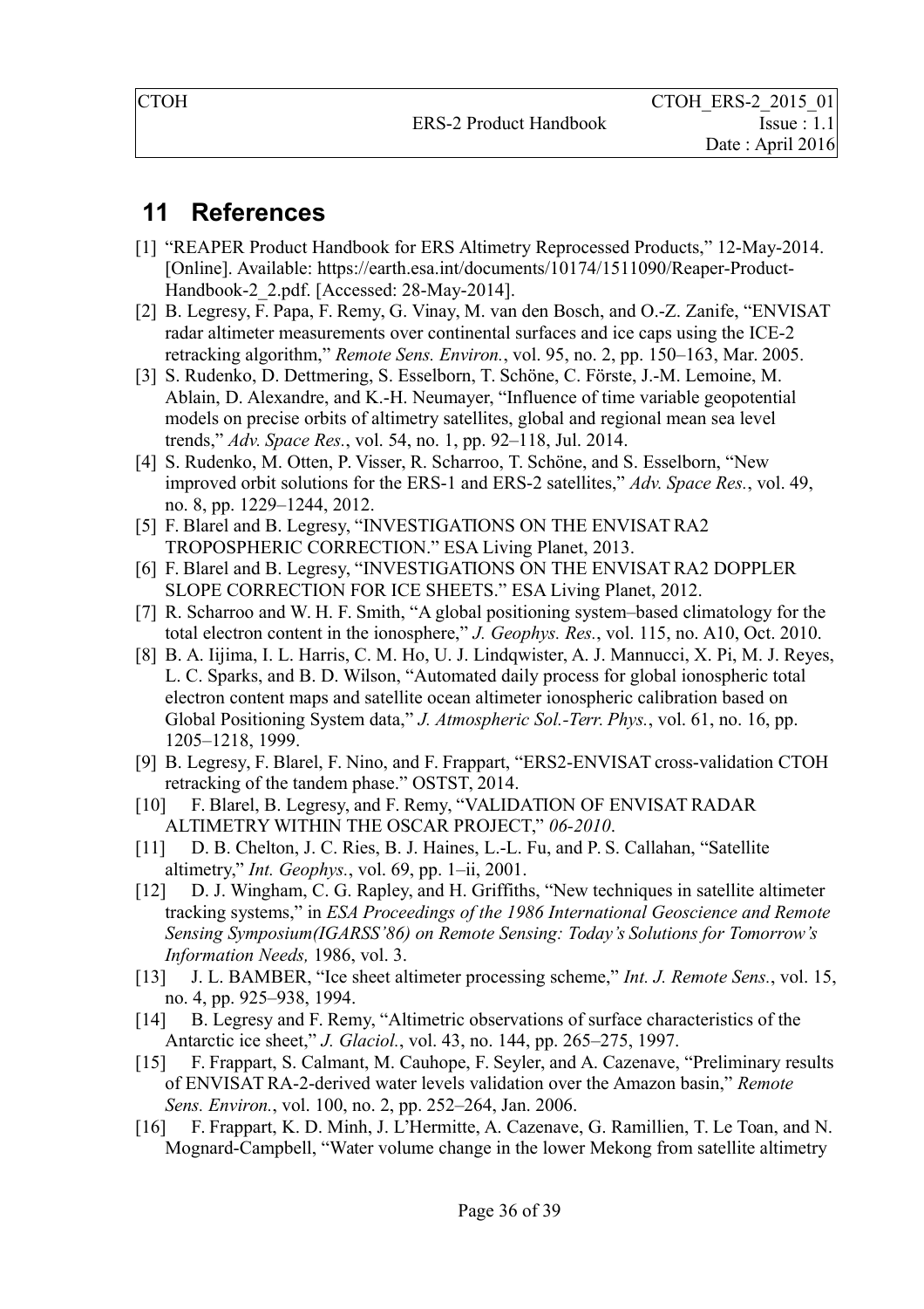# 11 References

[1] "REAPER Product Handbook for ERS Altimetry Reprocessed Products," 12-May-2014. [Online]. Available: https://earth.esa.int/documents/10174/1511090/Reaper-Product-Handbook-2_2.pdf. [Accessed: 28-May-2014].

[2] B. Legresy, F. Papa, F. Remy, G. Vinay, M. van den Bosch, and O.-Z. Zanife, "ENVISAT radar altimeter measurements over continental surfaces and ice caps using the ICE-2 retracking algorithm," *Remote Sens. Environ.*, vol. 95, no. 2, pp. 150–163, Mar. 2005.

[3] S. Rudenko, D. Dettmering, S. Esselborn, T. Schöne, C. Förste, J.-M. Lemoine, M. Ablain, D. Alexandre, and K.-H. Neumayer, "Influence of time variable geopotential models on precise orbits of altimetry satellites, global and regional mean sea level trends," *Adv. Space Res.*, vol. 54, no. 1, pp. 92–118, Jul. 2014.

[4] S. Rudenko, M. Otten, P. Visser, R. Scharroo, T. Schöne, and S. Esselborn, "New improved orbit solutions for the ERS-1 and ERS-2 satellites," *Adv. Space Res.*, vol. 49, no. 8, pp. 1229–1244, 2012.

[5] F. Blarel and B. Legresy, "INVESTIGATIONS ON THE ENVISAT RA2 TROPOSPHERIC CORRECTION." ESA Living Planet, 2013.

[6] F. Blarel and B. Legresy, "INVESTIGATIONS ON THE ENVISAT RA2 DOPPLER SLOPE CORRECTION FOR ICE SHEETS." ESA Living Planet, 2012.

[7] R. Scharroo and W. H. F. Smith, "A global positioning system–based climatology for the total electron content in the ionosphere," *J. Geophys. Res.*, vol. 115, no. A10, Oct. 2010.

[8] B. A. Iijima, I. L. Harris, C. M. Ho, U. J. Lindqwister, A. J. Mannucci, X. Pi, M. J. Reyes, L. C. Sparks, and B. D. Wilson, "Automated daily process for global ionospheric total electron content maps and satellite ocean altimeter ionospheric calibration based on Global Positioning System data," *J. Atmospheric Sol.-Terr. Phys.*, vol. 61, no. 16, pp. 1205–1218, 1999.

[9] B. Legresy, F. Blarel, F. Nino, and F. Frappart, "ERS2-ENVISAT cross-validation CTOH retracking of the tandem phase." OSTST, 2014.

[10] F. Blarel, B. Legresy, and F. Remy, "VALIDATION OF ENVISAT RADAR ALTIMETRY WITHIN THE OSCAR PROJECT," *06-2010*.

[11] D. B. Chelton, J. C. Ries, B. J. Haines, L.-L. Fu, and P. S. Callahan, "Satellite altimetry," *Int. Geophys.*, vol. 69, pp. 1–ii, 2001.

[12] D. J. Wingham, C. G. Rapley, and H. Griffiths, "New techniques in satellite altimeter tracking systems," in *ESA Proceedings of the 1986 International Geoscience and Remote Sensing Symposium(IGARSS'86) on Remote Sensing: Today's Solutions for Tomorrow's Information Needs,* 1986, vol. 3.

[13] J. L. BAMBER, "Ice sheet altimeter processing scheme," *Int. J. Remote Sens.*, vol. 15, no. 4, pp. 925–938, 1994.

[14] B. Legresy and F. Remy, "Altimetric observations of surface characteristics of the Antarctic ice sheet," *J. Glaciol.*, vol. 43, no. 144, pp. 265–275, 1997.

[15] F. Frappart, S. Calmant, M. Cauhope, F. Seyler, and A. Cazenave, "Preliminary results of ENVISAT RA-2-derived water levels validation over the Amazon basin," *Remote Sens. Environ.*, vol. 100, no. 2, pp. 252–264, Jan. 2006.

[16] F. Frappart, K. D. Minh, J. L'Hermitte, A. Cazenave, G. Ramillien, T. Le Toan, and N. Mognard-Campbell, "Water volume change in the lower Mekong from satellite altimetry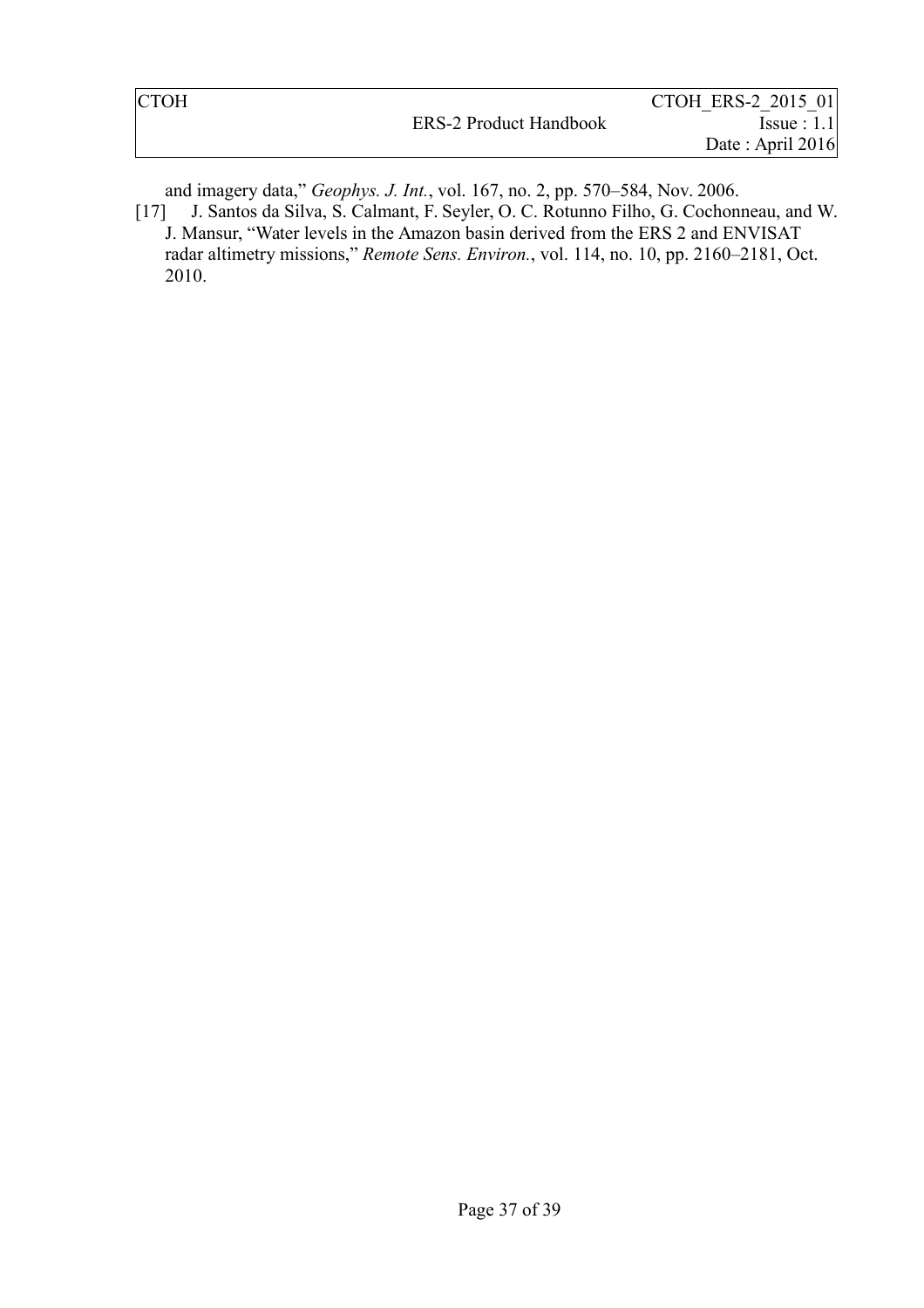and imagery data," *Geophys. J. Int.*, vol. 167, no. 2, pp. 570–584, Nov. 2006.

[17] J. Santos da Silva, S. Calmant, F. Seyler, O. C. Rotunno Filho, G. Cochonneau, and W. J. Mansur, "Water levels in the Amazon basin derived from the ERS 2 and ENVISAT radar altimetry missions," *Remote Sens. Environ.*, vol. 114, no. 10, pp. 2160–2181, Oct. 2010.